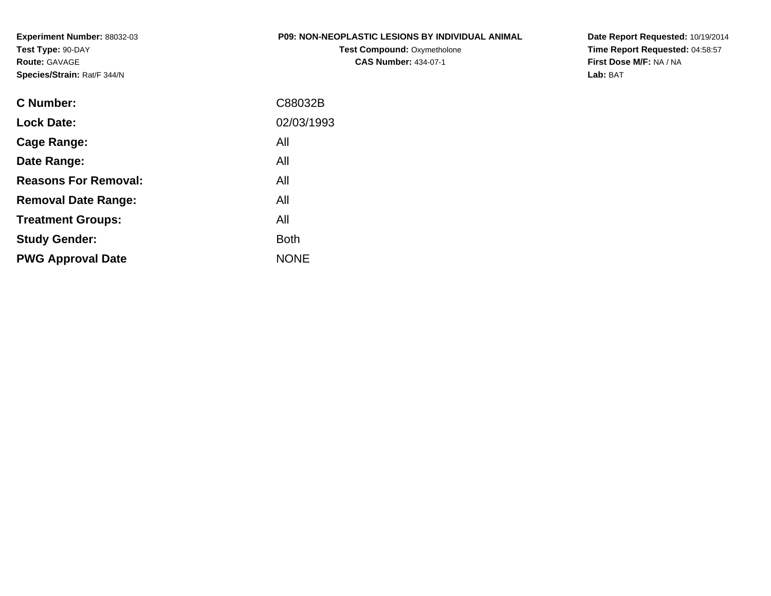**Experiment Number:** 88032-03
**Test Type:** 90-DAY
**Route:** GAVAGE
**Species/Strain:** Rat/F 344/N

**P09: NON-NEOPLASTIC LESIONS BY INDIVIDUAL ANIMAL**
**Test Compound:** Oxymetholone
**CAS Number:** 434-07-1

**Date Report Requested:** 10/19/2014
**Time Report Requested:** 04:58:57
**First Dose M/F:** NA / NA
**Lab:** BAT

| | |
|---|---|
| **C Number:** | C88032B |
| **Lock Date:** | 02/03/1993 |
| **Cage Range:** | All |
| **Date Range:** | All |
| **Reasons For Removal:** | All |
| **Removal Date Range:** | All |
| **Treatment Groups:** | All |
| **Study Gender:** | Both |
| **PWG Approval Date** | NONE |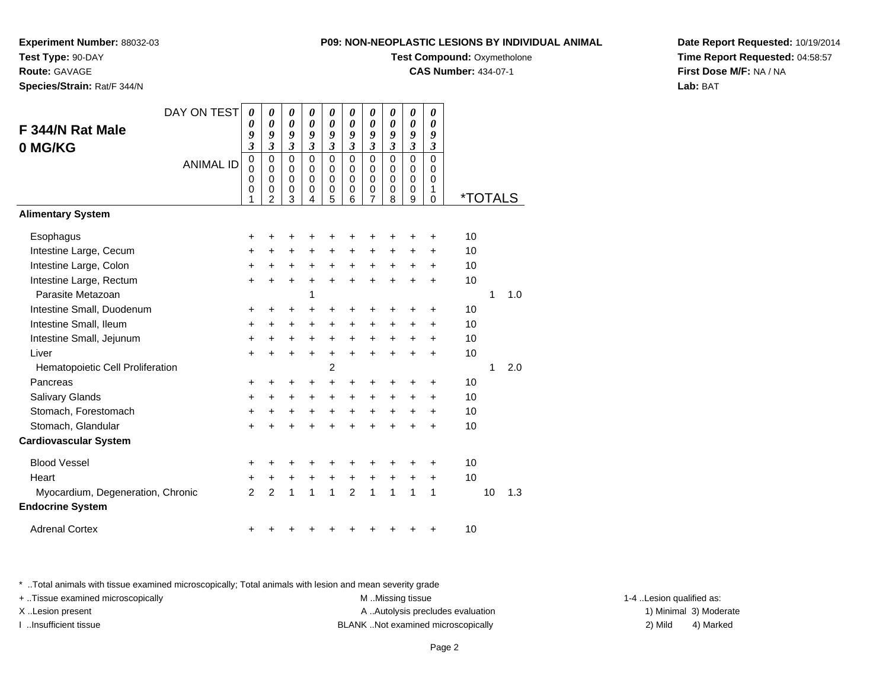**Experiment Number:** 88032-03
**Test Type:** 90-DAY
**Route:** GAVAGE
**Species/Strain:** Rat/F 344/N

**P09: NON-NEOPLASTIC LESIONS BY INDIVIDUAL ANIMAL**
**Test Compound:** Oxymetholone
**CAS Number:** 434-07-1

**Date Report Requested:** 10/19/2014
**Time Report Requested:** 04:58:57
**First Dose M/F:** NA / NA
**Lab:** BAT

## F 344/N Rat Male 0 MG/KG

| DAY ON TEST | 0093 | 0093 | 0093 | 0093 | 0093 | 0093 | 0093 | 0093 | 0093 | 0093 | | | |
|---|---|---|---|---|---|---|---|---|---|---|---|---|---|
| **ANIMAL ID** | 00001 | 00002 | 00003 | 00004 | 00005 | 00006 | 00007 | 00008 | 00009 | 00010 | ***TOTALS** | | |
| **Alimentary System** | | | | | | | | | | | | | |
| Esophagus | + | + | + | + | + | + | + | + | + | + | 10 | | |
| Intestine Large, Cecum | + | + | + | + | + | + | + | + | + | + | 10 | | |
| Intestine Large, Colon | + | + | + | + | + | + | + | + | + | + | 10 | | |
| Intestine Large, Rectum | + | + | + | + | + | + | + | + | + | + | 10 | | |
| Parasite Metazoan | | | | 1 | | | | | | | | 1 | 1.0 |
| Intestine Small, Duodenum | + | + | + | + | + | + | + | + | + | + | 10 | | |
| Intestine Small, Ileum | + | + | + | + | + | + | + | + | + | + | 10 | | |
| Intestine Small, Jejunum | + | + | + | + | + | + | + | + | + | + | 10 | | |
| Liver | + | + | + | + | + | + | + | + | + | + | 10 | | |
| Hematopoietic Cell Proliferation | | | | | 2 | | | | | | | 1 | 2.0 |
| Pancreas | + | + | + | + | + | + | + | + | + | + | 10 | | |
| Salivary Glands | + | + | + | + | + | + | + | + | + | + | 10 | | |
| Stomach, Forestomach | + | + | + | + | + | + | + | + | + | + | 10 | | |
| Stomach, Glandular | + | + | + | + | + | + | + | + | + | + | 10 | | |
| **Cardiovascular System** | | | | | | | | | | | | | |
| Blood Vessel | + | + | + | + | + | + | + | + | + | + | 10 | | |
| Heart | + | + | + | + | + | + | + | + | + | + | 10 | | |
| Myocardium, Degeneration, Chronic | 2 | 2 | 1 | 1 | 1 | 2 | 1 | 1 | 1 | 1 | | 10 | 1.3 |
| **Endocrine System** | | | | | | | | | | | | | |
| Adrenal Cortex | + | + | + | + | + | + | + | + | + | + | 10 | | |

* ..Total animals with tissue examined microscopically; Total animals with lesion and mean severity grade
+ ..Tissue examined microscopically
X ..Lesion present
I ..Insufficient tissue

M ..Missing tissue
A ..Autolysis precludes evaluation
BLANK ..Not examined microscopically

1-4 ..Lesion qualified as:
1) Minimal 3) Moderate
2) Mild 4) Marked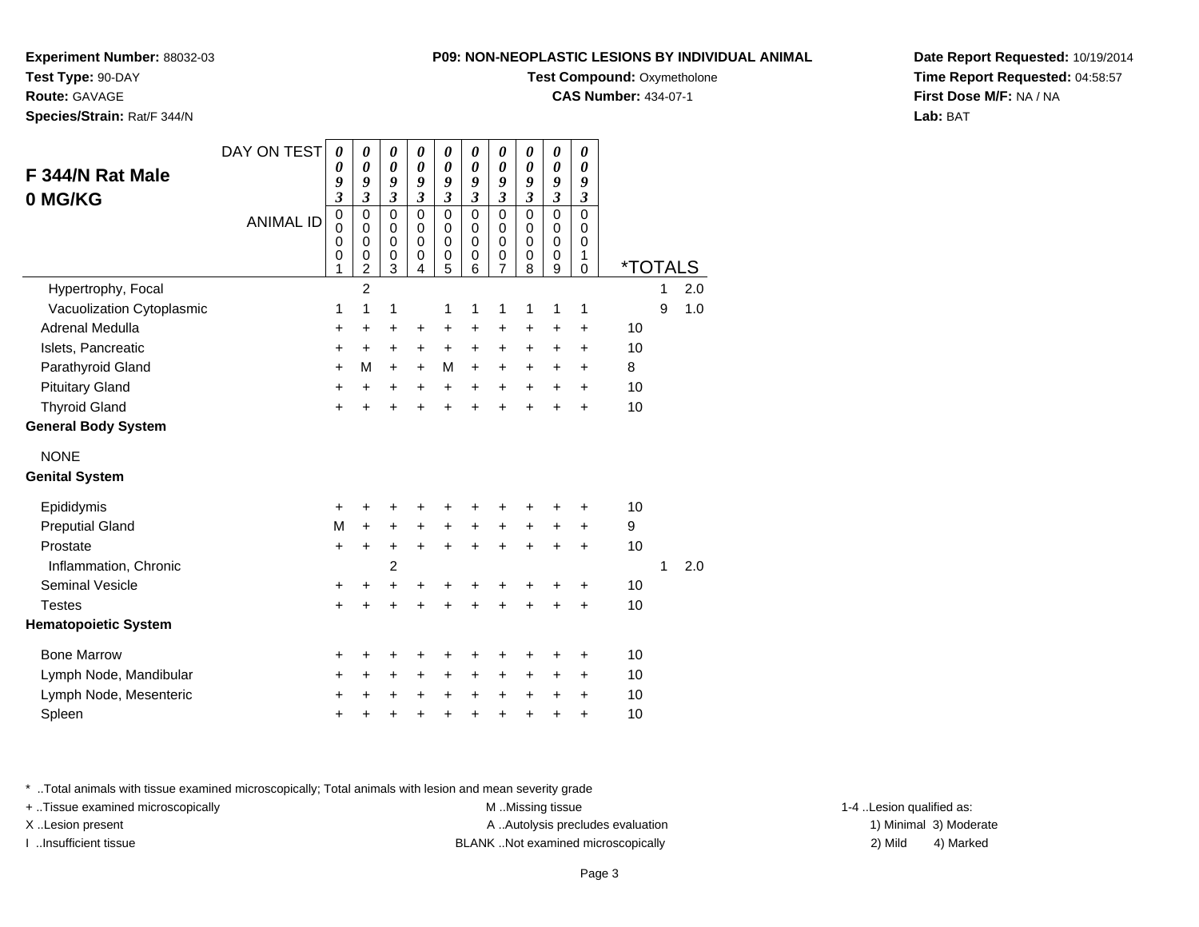**Experiment Number:** 88032-03
**Test Type:** 90-DAY
**Route:** GAVAGE
**Species/Strain:** Rat/F 344/N

**P09: NON-NEOPLASTIC LESIONS BY INDIVIDUAL ANIMAL**
**Test Compound:** Oxymetholone
**CAS Number:** 434-07-1

**Date Report Requested:** 10/19/2014
**Time Report Requested:** 04:58:57
**First Dose M/F:** NA / NA
**Lab:** BAT

## F 344/N Rat Male
## 0 MG/KG

| DAY ON TEST | 0093 | 0093 | 0093 | 0093 | 0093 | 0093 | 0093 | 0093 | 0093 | 0093 | *TOTALS | | |
|---|---|---|---|---|---|---|---|---|---|---|---|---|---|
| ANIMAL ID | 00001 | 00002 | 00003 | 00004 | 00005 | 00006 | 00007 | 00008 | 00009 | 00010 | | | |
| Hypertrophy, Focal | | 2 | | | | | | | | | | 1 | 2.0 |
| Vacuolization Cytoplasmic | 1 | 1 | 1 | | 1 | 1 | 1 | 1 | 1 | 1 | | 9 | 1.0 |
| Adrenal Medulla | + | + | + | + | + | + | + | + | + | + | 10 | | |
| Islets, Pancreatic | + | + | + | + | + | + | + | + | + | + | 10 | | |
| Parathyroid Gland | + | M | + | + | M | + | + | + | + | + | 8 | | |
| Pituitary Gland | + | + | + | + | + | + | + | + | + | + | 10 | | |
| Thyroid Gland | + | + | + | + | + | + | + | + | + | + | 10 | | |
| **General Body System** | | | | | | | | | | | | | |
| NONE | | | | | | | | | | | | | |
| **Genital System** | | | | | | | | | | | | | |
| Epididymis | + | + | + | + | + | + | + | + | + | + | 10 | | |
| Preputial Gland | M | + | + | + | + | + | + | + | + | + | 9 | | |
| Prostate | + | + | + | + | + | + | + | + | + | + | 10 | | |
| Inflammation, Chronic | | | 2 | | | | | | | | | 1 | 2.0 |
| Seminal Vesicle | + | + | + | + | + | + | + | + | + | + | 10 | | |
| Testes | + | + | + | + | + | + | + | + | + | + | 10 | | |
| **Hematopoietic System** | | | | | | | | | | | | | |
| Bone Marrow | + | + | + | + | + | + | + | + | + | + | 10 | | |
| Lymph Node, Mandibular | + | + | + | + | + | + | + | + | + | + | 10 | | |
| Lymph Node, Mesenteric | + | + | + | + | + | + | + | + | + | + | 10 | | |
| Spleen | + | + | + | + | + | + | + | + | + | + | 10 | | |

* ..Total animals with tissue examined microscopically; Total animals with lesion and mean severity grade
+ ..Tissue examined microscopically
X ..Lesion present
I ..Insufficient tissue
M ..Missing tissue
A ..Autolysis precludes evaluation
BLANK ..Not examined microscopically
1-4 ..Lesion qualified as: 1) Minimal 2) Mild 3) Moderate 4) Marked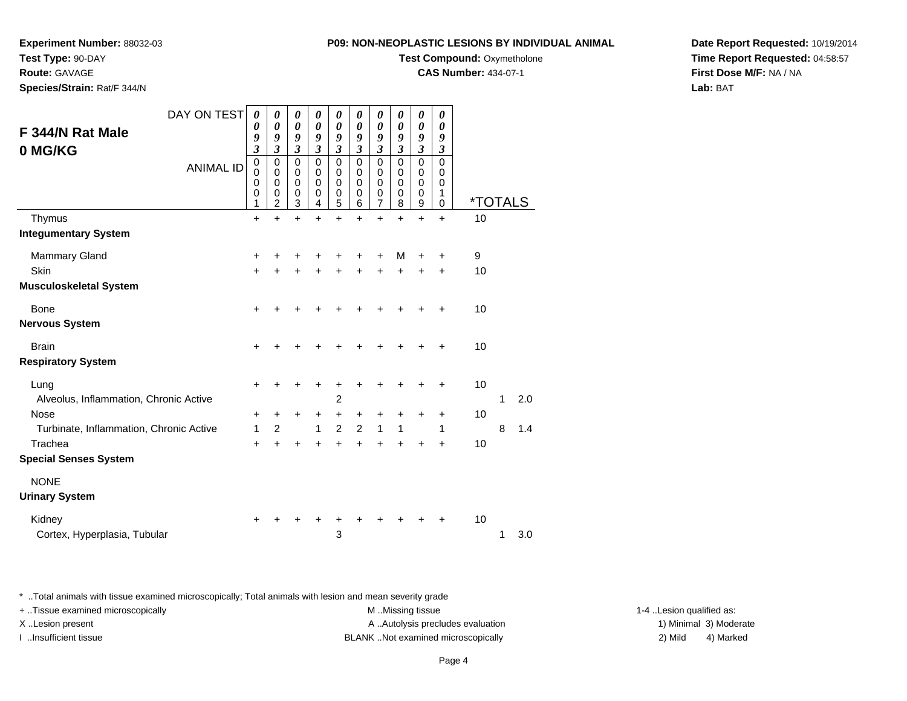**Experiment Number:** 88032-03
**Test Type:** 90-DAY
**Route:** GAVAGE
**Species/Strain:** Rat/F 344/N

**P09: NON-NEOPLASTIC LESIONS BY INDIVIDUAL ANIMAL**
**Test Compound:** Oxymetholone
**CAS Number:** 434-07-1

**Date Report Requested:** 10/19/2014
**Time Report Requested:** 04:58:57
**First Dose M/F:** NA / NA
**Lab:** BAT

## F 344/N Rat Male 0 MG/KG

| DAY ON TEST | 0093 | 0093 | 0093 | 0093 | 0093 | 0093 | 0093 | 0093 | 0093 | 0093 | | | |
|---|---|---|---|---|---|---|---|---|---|---|---|---|---|
| ANIMAL ID | 00001 | 00002 | 00003 | 00004 | 00005 | 00006 | 00007 | 00008 | 00009 | 00010 | *TOTALS | | |
| Thymus | + | + | + | + | + | + | + | + | + | + | 10 | | |
| **Integumentary System** | | | | | | | | | | | | | |
| Mammary Gland | + | + | + | + | + | + | + | M | + | + | 9 | | |
| Skin | + | + | + | + | + | + | + | + | + | + | 10 | | |
| **Musculoskeletal System** | | | | | | | | | | | | | |
| Bone | + | + | + | + | + | + | + | + | + | + | 10 | | |
| **Nervous System** | | | | | | | | | | | | | |
| Brain | + | + | + | + | + | + | + | + | + | + | 10 | | |
| **Respiratory System** | | | | | | | | | | | | | |
| Lung | + | + | + | + | + | + | + | + | + | + | 10 | | |
| Alveolus, Inflammation, Chronic Active | | | | | 2 | | | | | | | 1 | 2.0 |
| Nose | + | + | + | + | + | + | + | + | + | + | 10 | | |
| Turbinate, Inflammation, Chronic Active | 1 | 2 | | 1 | 2 | 2 | 1 | 1 | | 1 | | 8 | 1.4 |
| Trachea | + | + | + | + | + | + | + | + | + | + | 10 | | |
| **Special Senses System** | | | | | | | | | | | | | |
| NONE | | | | | | | | | | | | | |
| **Urinary System** | | | | | | | | | | | | | |
| Kidney | + | + | + | + | + | + | + | + | + | + | 10 | | |
| Cortex, Hyperplasia, Tubular | | | | | 3 | | | | | | | 1 | 3.0 |

* ..Total animals with tissue examined microscopically; Total animals with lesion and mean severity grade

+ ..Tissue examined microscopically
X ..Lesion present
I ..Insufficient tissue

M ..Missing tissue
A ..Autolysis precludes evaluation
BLANK ..Not examined microscopically

1-4 ..Lesion qualified as:
1) Minimal 3) Moderate
2) Mild 4) Marked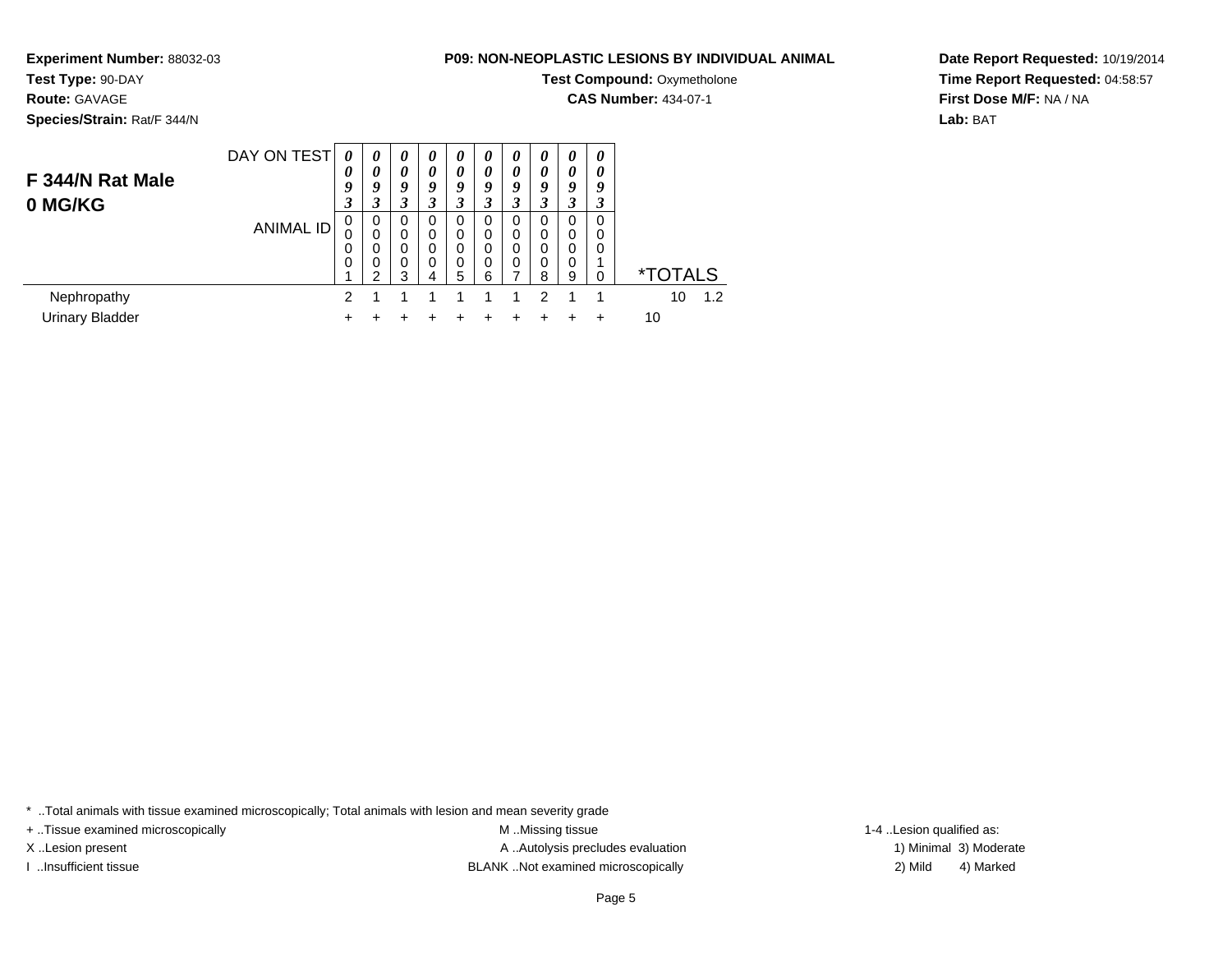**Experiment Number:** 88032-03
**Test Type:** 90-DAY
**Route:** GAVAGE
**Species/Strain:** Rat/F 344/N

**P09: NON-NEOPLASTIC LESIONS BY INDIVIDUAL ANIMAL**
**Test Compound:** Oxymetholone
**CAS Number:** 434-07-1

**Date Report Requested:** 10/19/2014
**Time Report Requested:** 04:58:57
**First Dose M/F:** NA / NA
**Lab:** BAT

## F 344/N Rat Male
## 0 MG/KG

| DAY ON TEST | 0093 | 0093 | 0093 | 0093 | 0093 | 0093 | 0093 | 0093 | 0093 | 0093 | | |
|---|---|---|---|---|---|---|---|---|---|---|---|---|
| ANIMAL ID | 00001 | 00002 | 00003 | 00004 | 00005 | 00006 | 00007 | 00008 | 00009 | 00010 | *TOTALS | |
| Nephropathy | 2 | 1 | 1 | 1 | 1 | 1 | 1 | 2 | 1 | 1 | 10 | 1.2 |
| Urinary Bladder | + | + | + | + | + | + | + | + | + | + | 10 | |

* ..Total animals with tissue examined microscopically; Total animals with lesion and mean severity grade
+ ..Tissue examined microscopically
X ..Lesion present
I ..Insufficient tissue
M ..Missing tissue
A ..Autolysis precludes evaluation
BLANK ..Not examined microscopically
1-4 ..Lesion qualified as:
1) Minimal 3) Moderate
2) Mild 4) Marked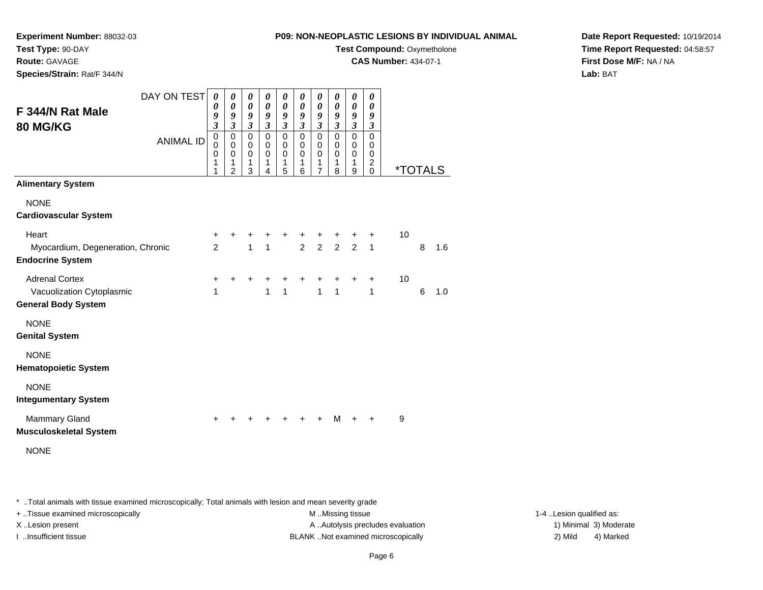**Experiment Number:** 88032-03
**Test Type:** 90-DAY
**Route:** GAVAGE
**Species/Strain:** Rat/F 344/N

**P09: NON-NEOPLASTIC LESIONS BY INDIVIDUAL ANIMAL**
**Test Compound:** Oxymetholone
**CAS Number:** 434-07-1

**Date Report Requested:** 10/19/2014
**Time Report Requested:** 04:58:57
**First Dose M/F:** NA / NA
**Lab:** BAT

## F 344/N Rat Male 80 MG/KG

| DAY ON TEST | 0093 | 0093 | 0093 | 0093 | 0093 | 0093 | 0093 | 0093 | 0093 | 0093 | | | |
|---|---|---|---|---|---|---|---|---|---|---|---|---|---|
| ANIMAL ID | 00011 | 00012 | 00013 | 00014 | 00015 | 00016 | 00017 | 00018 | 00019 | 00020 | *TOTALS | | |
| **Alimentary System** | | | | | | | | | | | | | |
| NONE | | | | | | | | | | | | | |
| **Cardiovascular System** | | | | | | | | | | | | | |
| Heart | + | + | + | + | + | + | + | + | + | + | 10 | | |
| Myocardium, Degeneration, Chronic | 2 | | 1 | 1 | | 2 | 2 | 2 | 2 | 1 | | 8 | 1.6 |
| **Endocrine System** | | | | | | | | | | | | | |
| Adrenal Cortex | + | + | + | + | + | + | + | + | + | + | 10 | | |
| Vacuolization Cytoplasmic | 1 | | | 1 | 1 | | 1 | 1 | | 1 | | 6 | 1.0 |
| **General Body System** | | | | | | | | | | | | | |
| NONE | | | | | | | | | | | | | |
| **Genital System** | | | | | | | | | | | | | |
| NONE | | | | | | | | | | | | | |
| **Hematopoietic System** | | | | | | | | | | | | | |
| NONE | | | | | | | | | | | | | |
| **Integumentary System** | | | | | | | | | | | | | |
| Mammary Gland | + | + | + | + | + | + | + | M | + | + | 9 | | |
| **Musculoskeletal System** | | | | | | | | | | | | | |
| NONE | | | | | | | | | | | | | |

* ..Total animals with tissue examined microscopically; Total animals with lesion and mean severity grade
+ ..Tissue examined microscopically
X ..Lesion present
I ..Insufficient tissue

M ..Missing tissue
A ..Autolysis precludes evaluation
BLANK ..Not examined microscopically

1-4 ..Lesion qualified as:
1) Minimal 3) Moderate
2) Mild 4) Marked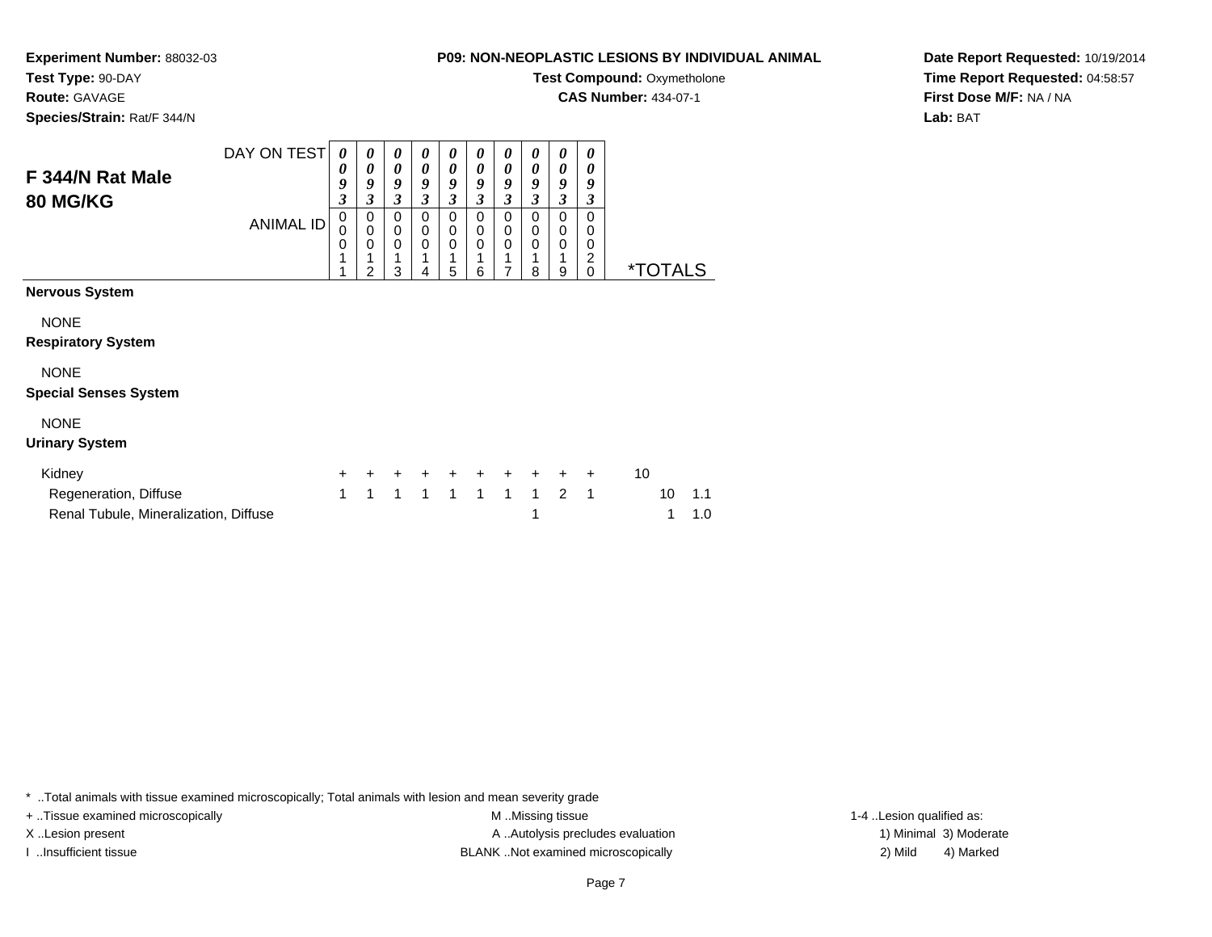**Experiment Number:** 88032-03
**Test Type:** 90-DAY
**Route:** GAVAGE
**Species/Strain:** Rat/F 344/N

**P09: NON-NEOPLASTIC LESIONS BY INDIVIDUAL ANIMAL**
**Test Compound:** Oxymetholone
**CAS Number:** 434-07-1

**Date Report Requested:** 10/19/2014
**Time Report Requested:** 04:58:57
**First Dose M/F:** NA / NA
**Lab:** BAT

## F 344/N Rat Male 80 MG/KG

| DAY ON TEST | 0093 | 0093 | 0093 | 0093 | 0093 | 0093 | 0093 | 0093 | 0093 | 0093 | | |
|---|---|---|---|---|---|---|---|---|---|---|---|---|
| ANIMAL ID | 00011 | 00012 | 00013 | 00014 | 00015 | 00016 | 00017 | 00018 | 00019 | 00020 | *TOTALS | |
| **Nervous System** | | | | | | | | | | | | |
| NONE | | | | | | | | | | | | |
| **Respiratory System** | | | | | | | | | | | | |
| NONE | | | | | | | | | | | | |
| **Special Senses System** | | | | | | | | | | | | |
| NONE | | | | | | | | | | | | |
| **Urinary System** | | | | | | | | | | | | |
| Kidney | + | + | + | + | + | + | + | + | + | + | 10 | |
| Regeneration, Diffuse | 1 | 1 | 1 | 1 | 1 | 1 | 1 | 1 | 2 | 1 | 10 | 1.1 |
| Renal Tubule, Mineralization, Diffuse | | | | | | | | 1 | | | 1 | 1.0 |

* ..Total animals with tissue examined microscopically; Total animals with lesion and mean severity grade
+ ..Tissue examined microscopically
X ..Lesion present
I ..Insufficient tissue
M ..Missing tissue
A ..Autolysis precludes evaluation
BLANK ..Not examined microscopically
1-4 ..Lesion qualified as:
1) Minimal 3) Moderate
2) Mild 4) Marked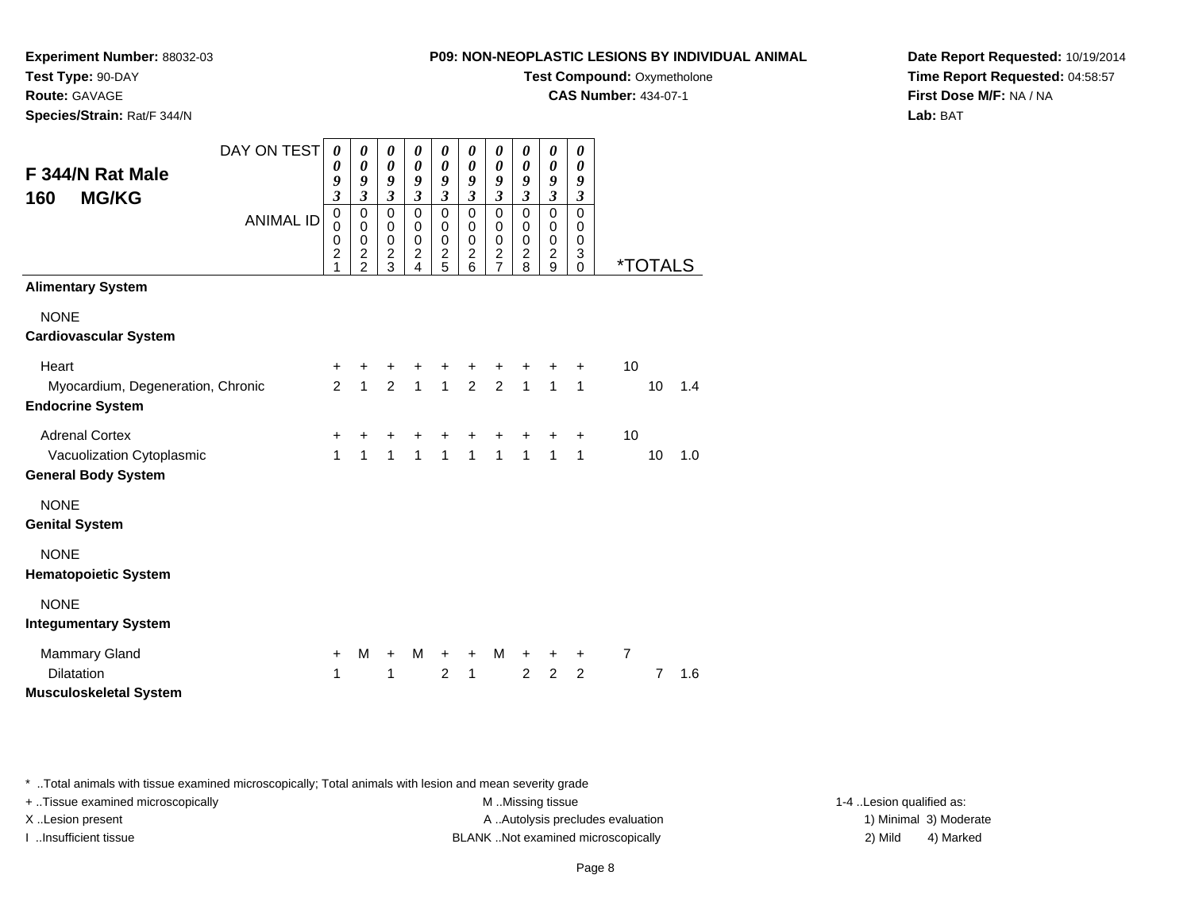**Experiment Number:** 88032-03
**Test Type:** 90-DAY
**Route:** GAVAGE
**Species/Strain:** Rat/F 344/N

**P09: NON-NEOPLASTIC LESIONS BY INDIVIDUAL ANIMAL**
**Test Compound:** Oxymetholone
**CAS Number:** 434-07-1

**Date Report Requested:** 10/19/2014
**Time Report Requested:** 04:58:57
**First Dose M/F:** NA / NA
**Lab:** BAT

## F 344/N Rat Male
## 160 MG/KG

| DAY ON TEST | 0093 | 0093 | 0093 | 0093 | 0093 | 0093 | 0093 | 0093 | 0093 | 0093 | | | |
|---|---|---|---|---|---|---|---|---|---|---|---|---|---|
| ANIMAL ID | 00021 | 00022 | 00023 | 00024 | 00025 | 00026 | 00027 | 00028 | 00029 | 00030 | *TOTALS | | |
| **Alimentary System** | | | | | | | | | | | | | |
| NONE | | | | | | | | | | | | | |
| **Cardiovascular System** | | | | | | | | | | | | | |
| Heart | + | + | + | + | + | + | + | + | + | + | 10 | | |
| Myocardium, Degeneration, Chronic | 2 | 1 | 2 | 1 | 1 | 2 | 2 | 1 | 1 | 1 | | 10 | 1.4 |
| **Endocrine System** | | | | | | | | | | | | | |
| Adrenal Cortex | + | + | + | + | + | + | + | + | + | + | 10 | | |
| Vacuolization Cytoplasmic | 1 | 1 | 1 | 1 | 1 | 1 | 1 | 1 | 1 | 1 | | 10 | 1.0 |
| **General Body System** | | | | | | | | | | | | | |
| NONE | | | | | | | | | | | | | |
| **Genital System** | | | | | | | | | | | | | |
| NONE | | | | | | | | | | | | | |
| **Hematopoietic System** | | | | | | | | | | | | | |
| NONE | | | | | | | | | | | | | |
| **Integumentary System** | | | | | | | | | | | | | |
| Mammary Gland | + | M | + | M | + | + | M | + | + | + | 7 | | |
| Dilatation | 1 | | 1 | | 2 | 1 | | 2 | 2 | 2 | | 7 | 1.6 |
| **Musculoskeletal System** | | | | | | | | | | | | | |

* ..Total animals with tissue examined microscopically; Total animals with lesion and mean severity grade
+ ..Tissue examined microscopically
X ..Lesion present
I ..Insufficient tissue
M ..Missing tissue
A ..Autolysis precludes evaluation
BLANK ..Not examined microscopically
1-4 ..Lesion qualified as:
1) Minimal 2) Mild 3) Moderate 4) Marked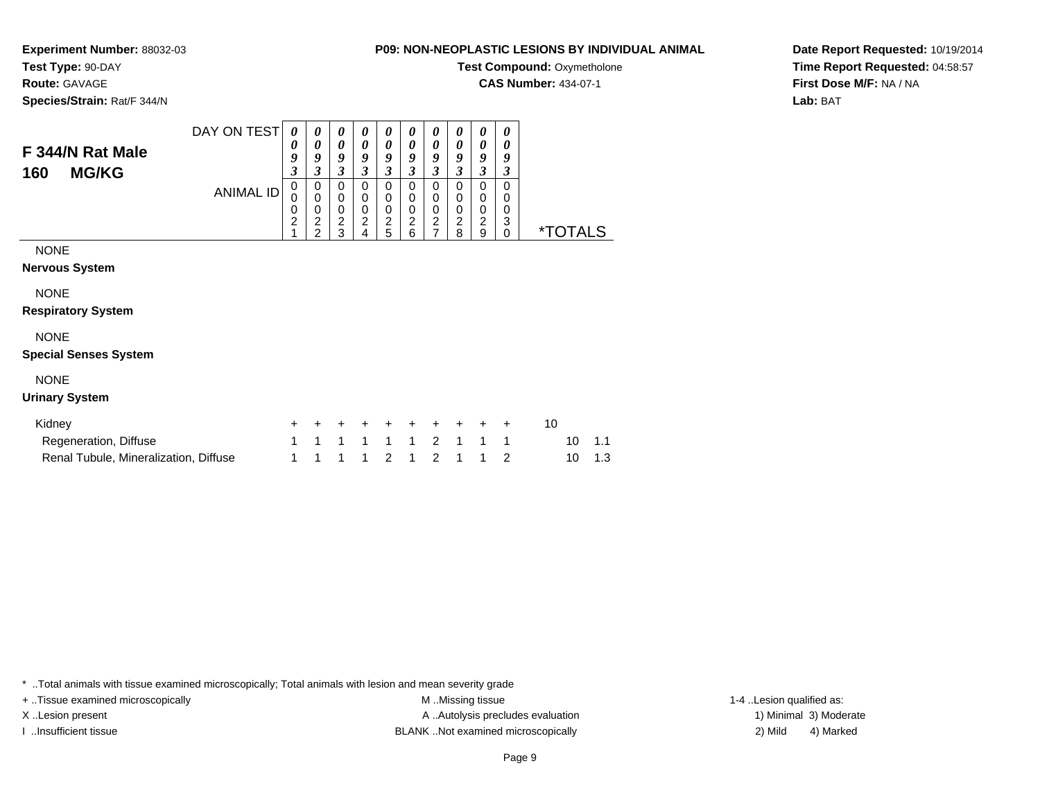**Experiment Number:** 88032-03
**Test Type:** 90-DAY
**Route:** GAVAGE
**Species/Strain:** Rat/F 344/N

**P09: NON-NEOPLASTIC LESIONS BY INDIVIDUAL ANIMAL**
**Test Compound:** Oxymetholone
**CAS Number:** 434-07-1

**Date Report Requested:** 10/19/2014
**Time Report Requested:** 04:58:57
**First Dose M/F:** NA / NA
**Lab:** BAT

## F 344/N Rat Male 160 MG/KG

| DAY ON TEST | 0093 | 0093 | 0093 | 0093 | 0093 | 0093 | 0093 | 0093 | 0093 | 0093 | | |
|---|---|---|---|---|---|---|---|---|---|---|---|---|
| ANIMAL ID | 00021 | 00022 | 00023 | 00024 | 00025 | 00026 | 00027 | 00028 | 00029 | 00030 | *TOTALS | |
| NONE | | | | | | | | | | | | |
| **Nervous System** | | | | | | | | | | | | |
| NONE | | | | | | | | | | | | |
| **Respiratory System** | | | | | | | | | | | | |
| NONE | | | | | | | | | | | | |
| **Special Senses System** | | | | | | | | | | | | |
| NONE | | | | | | | | | | | | |
| **Urinary System** | | | | | | | | | | | | |
| Kidney | + | + | + | + | + | + | + | + | + | + | 10 | |
| Regeneration, Diffuse | 1 | 1 | 1 | 1 | 1 | 1 | 2 | 1 | 1 | 1 | 10 | 1.1 |
| Renal Tubule, Mineralization, Diffuse | 1 | 1 | 1 | 1 | 2 | 1 | 2 | 1 | 1 | 2 | 10 | 1.3 |

* ..Total animals with tissue examined microscopically; Total animals with lesion and mean severity grade
+ ..Tissue examined microscopically
X ..Lesion present
I ..Insufficient tissue
M ..Missing tissue
A ..Autolysis precludes evaluation
BLANK ..Not examined microscopically
1-4 ..Lesion qualified as:
1) Minimal 3) Moderate
2) Mild 4) Marked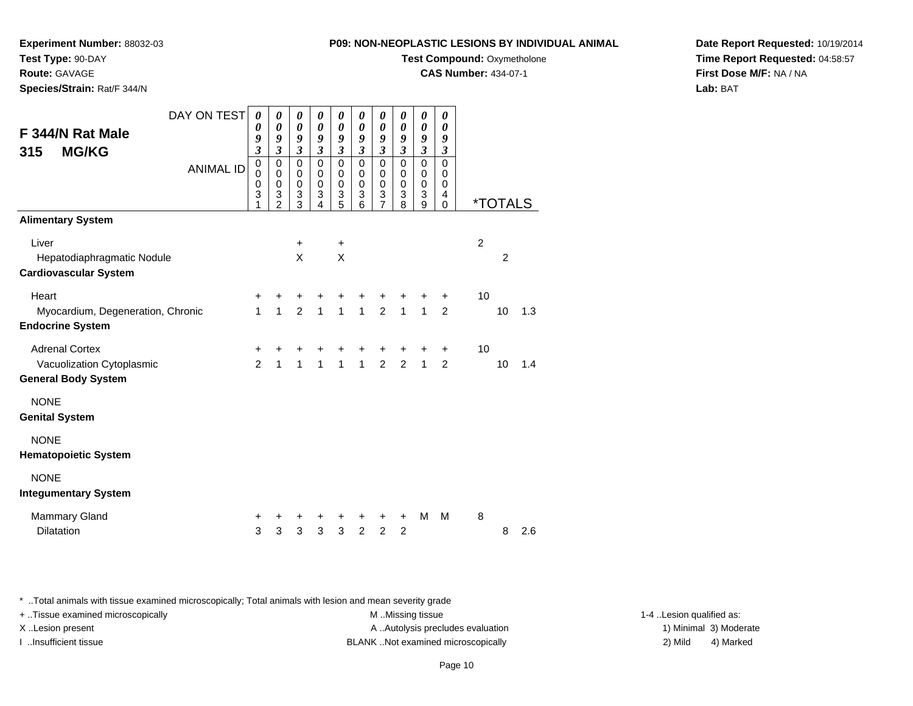**Experiment Number:** 88032-03
**Test Type:** 90-DAY
**Route:** GAVAGE
**Species/Strain:** Rat/F 344/N

**P09: NON-NEOPLASTIC LESIONS BY INDIVIDUAL ANIMAL**
**Test Compound:** Oxymetholone
**CAS Number:** 434-07-1

**Date Report Requested:** 10/19/2014
**Time Report Requested:** 04:58:57
**First Dose M/F:** NA / NA
**Lab:** BAT

## F 344/N Rat Male 315 MG/KG

| DAY ON TEST | 0093 | 0093 | 0093 | 0093 | 0093 | 0093 | 0093 | 0093 | 0093 | 0093 | *TOTALS | | |
|---|---|---|---|---|---|---|---|---|---|---|---|---|---|
| ANIMAL ID | 00031 | 00032 | 00033 | 00034 | 00035 | 00036 | 00037 | 00038 | 00039 | 00040 | | | |
| **Alimentary System** | | | | | | | | | | | | | |
| Liver | | | + | | + | | | | | | 2 | | |
| Hepatodiaphragmatic Nodule | | | X | | X | | | | | | | 2 | |
| **Cardiovascular System** | | | | | | | | | | | | | |
| Heart | + | + | + | + | + | + | + | + | + | + | 10 | | |
| Myocardium, Degeneration, Chronic | 1 | 1 | 2 | 1 | 1 | 1 | 2 | 1 | 1 | 2 | | 10 | 1.3 |
| **Endocrine System** | | | | | | | | | | | | | |
| Adrenal Cortex | + | + | + | + | + | + | + | + | + | + | 10 | | |
| Vacuolization Cytoplasmic | 2 | 1 | 1 | 1 | 1 | 1 | 2 | 2 | 1 | 2 | | 10 | 1.4 |
| **General Body System** | | | | | | | | | | | | | |
| NONE | | | | | | | | | | | | | |
| **Genital System** | | | | | | | | | | | | | |
| NONE | | | | | | | | | | | | | |
| **Hematopoietic System** | | | | | | | | | | | | | |
| NONE | | | | | | | | | | | | | |
| **Integumentary System** | | | | | | | | | | | | | |
| Mammary Gland | + | + | + | + | + | + | + | + | M | M | 8 | | |
| Dilatation | 3 | 3 | 3 | 3 | 3 | 2 | 2 | 2 | | | | 8 | 2.6 |

* ..Total animals with tissue examined microscopically; Total animals with lesion and mean severity grade
+ ..Tissue examined microscopically
X ..Lesion present
I ..Insufficient tissue
M ..Missing tissue
A ..Autolysis precludes evaluation
BLANK ..Not examined microscopically
1-4 ..Lesion qualified as: 1) Minimal 2) Mild 3) Moderate 4) Marked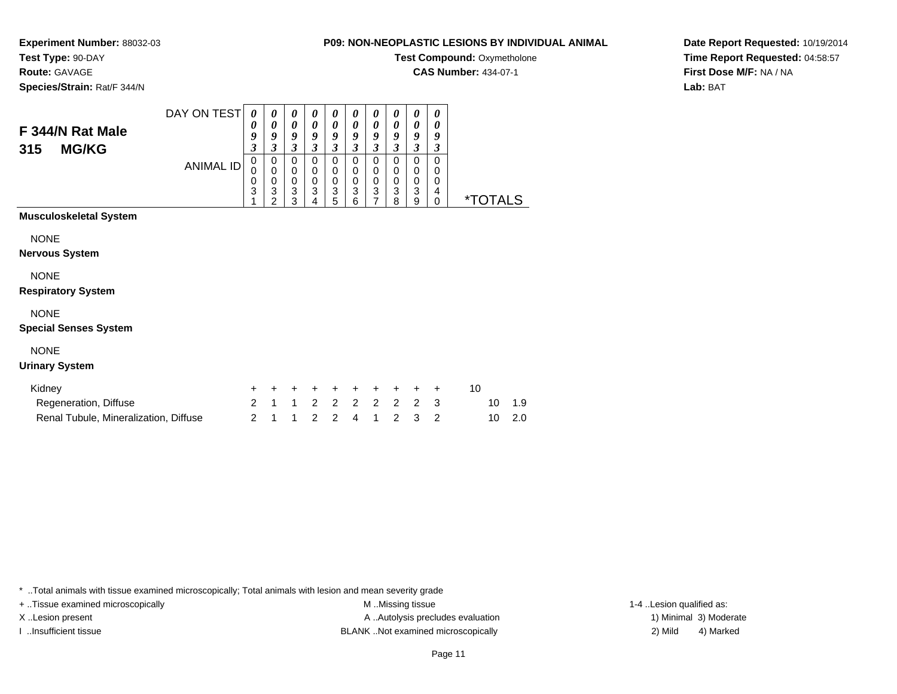**Experiment Number:** 88032-03
**Test Type:** 90-DAY
**Route:** GAVAGE
**Species/Strain:** Rat/F 344/N

**P09: NON-NEOPLASTIC LESIONS BY INDIVIDUAL ANIMAL**
**Test Compound:** Oxymetholone
**CAS Number:** 434-07-1

**Date Report Requested:** 10/19/2014
**Time Report Requested:** 04:58:57
**First Dose M/F:** NA / NA
**Lab:** BAT

## F 344/N Rat Male 315 MG/KG

| DAY ON TEST | 0093 | 0093 | 0093 | 0093 | 0093 | 0093 | 0093 | 0093 | 0093 | 0093 | | |
|---|---|---|---|---|---|---|---|---|---|---|---|---|
| ANIMAL ID | 00031 | 00032 | 00033 | 00034 | 00035 | 00036 | 00037 | 00038 | 00039 | 00040 | *TOTALS | |
| **Musculoskeletal System** | | | | | | | | | | | | |
| NONE | | | | | | | | | | | | |
| **Nervous System** | | | | | | | | | | | | |
| NONE | | | | | | | | | | | | |
| **Respiratory System** | | | | | | | | | | | | |
| NONE | | | | | | | | | | | | |
| **Special Senses System** | | | | | | | | | | | | |
| NONE | | | | | | | | | | | | |
| **Urinary System** | | | | | | | | | | | | |
| Kidney | + | + | + | + | + | + | + | + | + | + | 10 | |
| Regeneration, Diffuse | 2 | 1 | 1 | 2 | 2 | 2 | 2 | 2 | 2 | 3 | 10 | 1.9 |
| Renal Tubule, Mineralization, Diffuse | 2 | 1 | 1 | 2 | 2 | 4 | 1 | 2 | 3 | 2 | 10 | 2.0 |

* ..Total animals with tissue examined microscopically; Total animals with lesion and mean severity grade
+ ..Tissue examined microscopically
X ..Lesion present
I ..Insufficient tissue
M ..Missing tissue
A ..Autolysis precludes evaluation
BLANK ..Not examined microscopically
1-4 ..Lesion qualified as:
1) Minimal 3) Moderate
2) Mild 4) Marked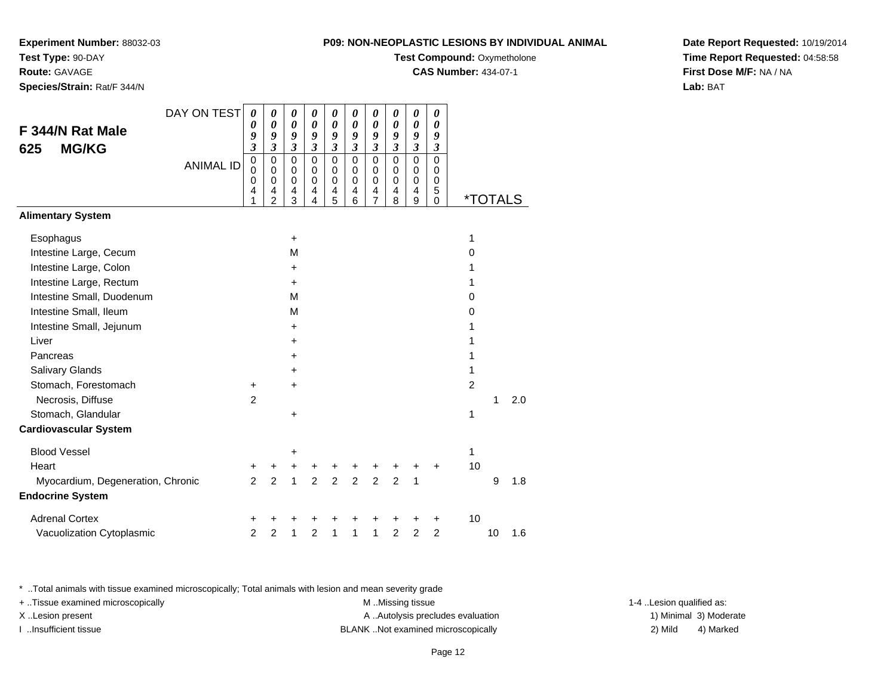**Experiment Number:** 88032-03
**Test Type:** 90-DAY
**Route:** GAVAGE
**Species/Strain:** Rat/F 344/N

**P09: NON-NEOPLASTIC LESIONS BY INDIVIDUAL ANIMAL**
**Test Compound:** Oxymetholone
**CAS Number:** 434-07-1

**Date Report Requested:** 10/19/2014
**Time Report Requested:** 04:58:58
**First Dose M/F:** NA / NA
**Lab:** BAT

## F 344/N Rat Male 625 MG/KG

| DAY ON TEST | 0093 | 0093 | 0093 | 0093 | 0093 | 0093 | 0093 | 0093 | 0093 | 0093 | | | |
|---|---|---|---|---|---|---|---|---|---|---|---|---|---|
| ANIMAL ID | 00041 | 00042 | 00043 | 00044 | 00045 | 00046 | 00047 | 00048 | 00049 | 00050 | *TOTALS | | |
| **Alimentary System** | | | | | | | | | | | | | |
| Esophagus | | | + | | | | | | | | 1 | | |
| Intestine Large, Cecum | | | M | | | | | | | | 0 | | |
| Intestine Large, Colon | | | + | | | | | | | | 1 | | |
| Intestine Large, Rectum | | | + | | | | | | | | 1 | | |
| Intestine Small, Duodenum | | | M | | | | | | | | 0 | | |
| Intestine Small, Ileum | | | M | | | | | | | | 0 | | |
| Intestine Small, Jejunum | | | + | | | | | | | | 1 | | |
| Liver | | | + | | | | | | | | 1 | | |
| Pancreas | | | + | | | | | | | | 1 | | |
| Salivary Glands | | | + | | | | | | | | 1 | | |
| Stomach, Forestomach | + | | + | | | | | | | | 2 | | |
| Necrosis, Diffuse | 2 | | | | | | | | | | | 1 | 2.0 |
| Stomach, Glandular | | | + | | | | | | | | 1 | | |
| **Cardiovascular System** | | | | | | | | | | | | | |
| Blood Vessel | | | + | | | | | | | | 1 | | |
| Heart | + | + | + | + | + | + | + | + | + | + | 10 | | |
| Myocardium, Degeneration, Chronic | 2 | 2 | 1 | 2 | 2 | 2 | 2 | 2 | 1 | | | 9 | 1.8 |
| **Endocrine System** | | | | | | | | | | | | | |
| Adrenal Cortex | + | + | + | + | + | + | + | + | + | + | 10 | | |
| Vacuolization Cytoplasmic | 2 | 2 | 1 | 2 | 1 | 1 | 1 | 2 | 2 | 2 | | 10 | 1.6 |

* ..Total animals with tissue examined microscopically; Total animals with lesion and mean severity grade
+ ..Tissue examined microscopically
X ..Lesion present
I ..Insufficient tissue
M ..Missing tissue
A ..Autolysis precludes evaluation
BLANK ..Not examined microscopically
1-4 ..Lesion qualified as: 1) Minimal 2) Mild 3) Moderate 4) Marked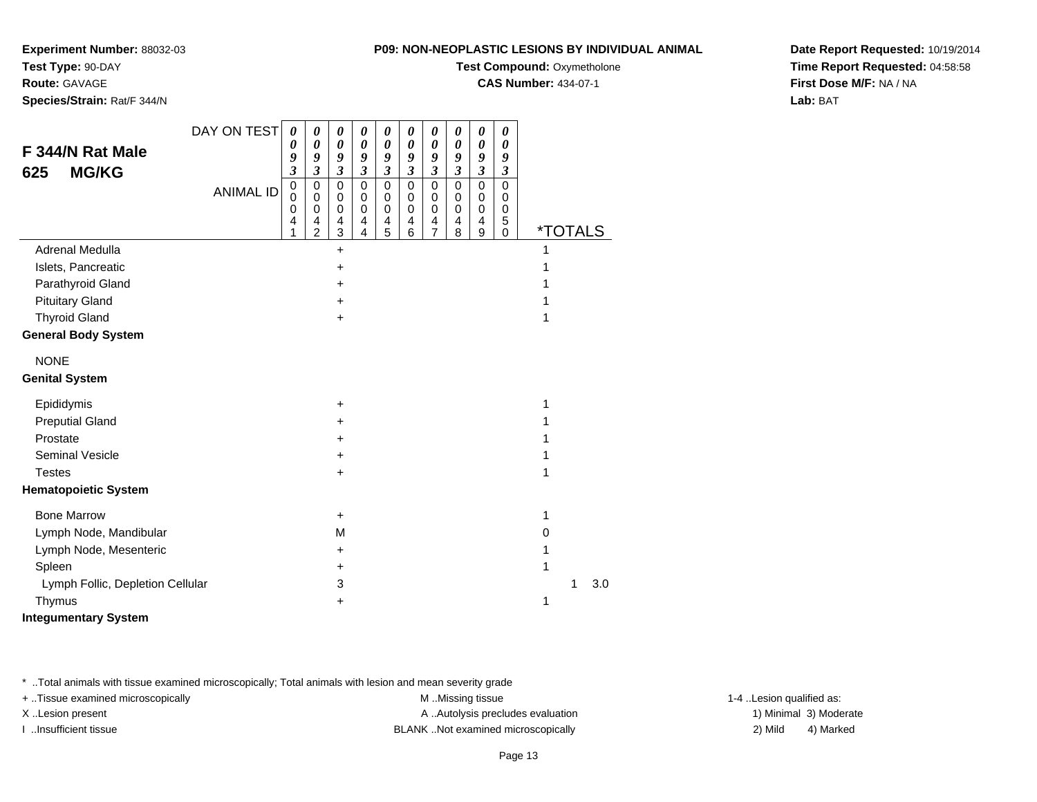**Experiment Number:** 88032-03
**Test Type:** 90-DAY
**Route:** GAVAGE
**Species/Strain:** Rat/F 344/N

**P09: NON-NEOPLASTIC LESIONS BY INDIVIDUAL ANIMAL**
**Test Compound:** Oxymetholone
**CAS Number:** 434-07-1

**Date Report Requested:** 10/19/2014
**Time Report Requested:** 04:58:58
**First Dose M/F:** NA / NA
**Lab:** BAT

## F 344/N Rat Male 625 MG/KG

| DAY ON TEST | 0093 | 0093 | 0093 | 0093 | 0093 | 0093 | 0093 | 0093 | 0093 | 0093 | | |
|---|---|---|---|---|---|---|---|---|---|---|---|---|
| ANIMAL ID | 00041 | 00042 | 00043 | 00044 | 00045 | 00046 | 00047 | 00048 | 00049 | 00050 | *TOTALS | |
| Adrenal Medulla | | | + | | | | | | | | 1 | |
| Islets, Pancreatic | | | + | | | | | | | | 1 | |
| Parathyroid Gland | | | + | | | | | | | | 1 | |
| Pituitary Gland | | | + | | | | | | | | 1 | |
| Thyroid Gland | | | + | | | | | | | | 1 | |
| **General Body System** | | | | | | | | | | | | |
| NONE | | | | | | | | | | | | |
| **Genital System** | | | | | | | | | | | | |
| Epididymis | | | + | | | | | | | | 1 | |
| Preputial Gland | | | + | | | | | | | | 1 | |
| Prostate | | | + | | | | | | | | 1 | |
| Seminal Vesicle | | | + | | | | | | | | 1 | |
| Testes | | | + | | | | | | | | 1 | |
| **Hematopoietic System** | | | | | | | | | | | | |
| Bone Marrow | | | + | | | | | | | | 1 | |
| Lymph Node, Mandibular | | | M | | | | | | | | 0 | |
| Lymph Node, Mesenteric | | | + | | | | | | | | 1 | |
| Spleen | | | + | | | | | | | | 1 | |
| Lymph Follic, Depletion Cellular | | | 3 | | | | | | | | 1 | 3.0 |
| Thymus | | | + | | | | | | | | 1 | |
| **Integumentary System** | | | | | | | | | | | | |

* ..Total animals with tissue examined microscopically; Total animals with lesion and mean severity grade
+ ..Tissue examined microscopically
X ..Lesion present
I ..Insufficient tissue
M ..Missing tissue
A ..Autolysis precludes evaluation
BLANK ..Not examined microscopically
1-4 ..Lesion qualified as:
1) Minimal 3) Moderate
2) Mild 4) Marked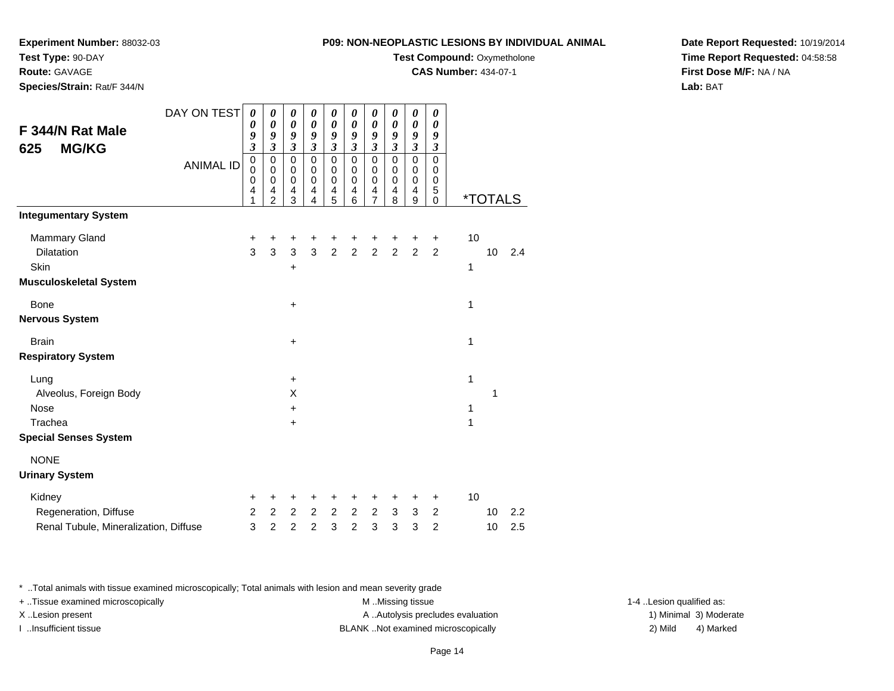**Experiment Number:** 88032-03
**Test Type:** 90-DAY
**Route:** GAVAGE
**Species/Strain:** Rat/F 344/N

**P09: NON-NEOPLASTIC LESIONS BY INDIVIDUAL ANIMAL**
**Test Compound:** Oxymetholone
**CAS Number:** 434-07-1

**Date Report Requested:** 10/19/2014
**Time Report Requested:** 04:58:58
**First Dose M/F:** NA / NA
**Lab:** BAT

## F 344/N Rat Male 625 MG/KG

| DAY ON TEST | 0093 | 0093 | 0093 | 0093 | 0093 | 0093 | 0093 | 0093 | 0093 | 0093 | | | |
|---|---|---|---|---|---|---|---|---|---|---|---|---|---|
| ANIMAL ID | 00041 | 00042 | 00043 | 00044 | 00045 | 00046 | 00047 | 00048 | 00049 | 00050 | *TOTALS | | |
| **Integumentary System** | | | | | | | | | | | | | |
| Mammary Gland | + | + | + | + | + | + | + | + | + | + | 10 | | |
| Dilatation | 3 | 3 | 3 | 3 | 2 | 2 | 2 | 2 | 2 | 2 | | 10 | 2.4 |
| Skin | | | + | | | | | | | | 1 | | |
| **Musculoskeletal System** | | | | | | | | | | | | | |
| Bone | | | + | | | | | | | | 1 | | |
| **Nervous System** | | | | | | | | | | | | | |
| Brain | | | + | | | | | | | | 1 | | |
| **Respiratory System** | | | | | | | | | | | | | |
| Lung | | | + | | | | | | | | 1 | | |
| Alveolus, Foreign Body | | | X | | | | | | | | | 1 | |
| Nose | | | + | | | | | | | | 1 | | |
| Trachea | | | + | | | | | | | | 1 | | |
| **Special Senses System** | | | | | | | | | | | | | |
| NONE | | | | | | | | | | | | | |
| **Urinary System** | | | | | | | | | | | | | |
| Kidney | + | + | + | + | + | + | + | + | + | + | 10 | | |
| Regeneration, Diffuse | 2 | 2 | 2 | 2 | 2 | 2 | 2 | 3 | 3 | 2 | | 10 | 2.2 |
| Renal Tubule, Mineralization, Diffuse | 3 | 2 | 2 | 2 | 3 | 2 | 3 | 3 | 3 | 2 | | 10 | 2.5 |

* ..Total animals with tissue examined microscopically; Total animals with lesion and mean severity grade
+ ..Tissue examined microscopically
X ..Lesion present
I ..Insufficient tissue

M ..Missing tissue
A ..Autolysis precludes evaluation
BLANK ..Not examined microscopically

1-4 ..Lesion qualified as:
1) Minimal 3) Moderate
2) Mild 4) Marked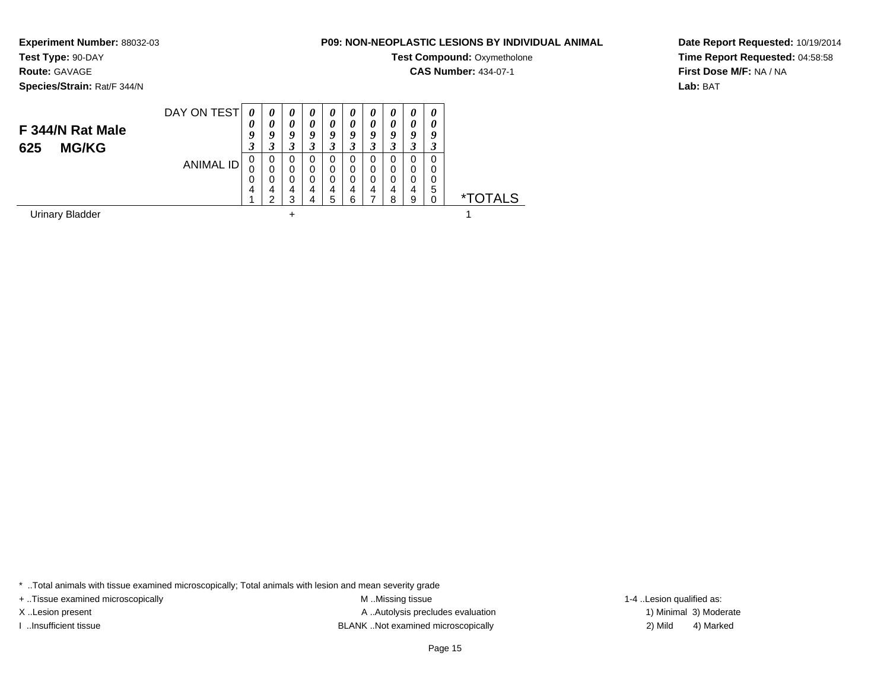**Experiment Number:** 88032-03
**Test Type:** 90-DAY
**Route:** GAVAGE
**Species/Strain:** Rat/F 344/N

**P09: NON-NEOPLASTIC LESIONS BY INDIVIDUAL ANIMAL**
**Test Compound:** Oxymetholone
**CAS Number:** 434-07-1

**Date Report Requested:** 10/19/2014
**Time Report Requested:** 04:58:58
**First Dose M/F:** NA / NA
**Lab:** BAT

## F 344/N Rat Male 625 MG/KG

| DAY ON TEST | 0093 | 0093 | 0093 | 0093 | 0093 | 0093 | 0093 | 0093 | 0093 | 0093 | |
|---|---|---|---|---|---|---|---|---|---|---|---|
| ANIMAL ID | 00041 | 00042 | 00043 | 00044 | 00045 | 00046 | 00047 | 00048 | 00049 | 00050 | *TOTALS |
| Urinary Bladder | | | + | | | | | | | | 1 |

* ..Total animals with tissue examined microscopically; Total animals with lesion and mean severity grade
+ ..Tissue examined microscopically
X ..Lesion present
I ..Insufficient tissue
M ..Missing tissue
A ..Autolysis precludes evaluation
BLANK ..Not examined microscopically
1-4 ..Lesion qualified as:
1) Minimal 3) Moderate
2) Mild 4) Marked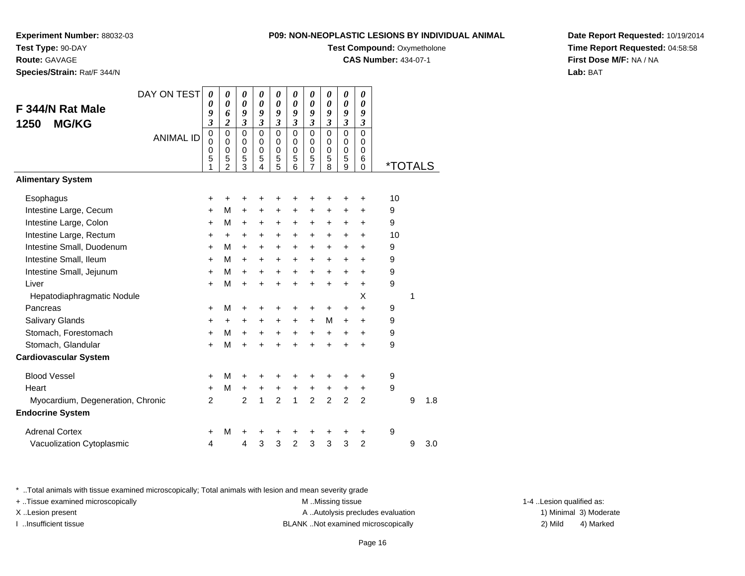**Experiment Number:** 88032-03
**Test Type:** 90-DAY
**Route:** GAVAGE
**Species/Strain:** Rat/F 344/N

**P09: NON-NEOPLASTIC LESIONS BY INDIVIDUAL ANIMAL**
**Test Compound:** Oxymetholone
**CAS Number:** 434-07-1

**Date Report Requested:** 10/19/2014
**Time Report Requested:** 04:58:58
**First Dose M/F:** NA / NA
**Lab:** BAT

## F 344/N Rat Male 1250 MG/KG

| DAY ON TEST | 0093 | 0062 | 0093 | 0093 | 0093 | 0093 | 0093 | 0093 | 0093 | 0093 | | | |
|---|---|---|---|---|---|---|---|---|---|---|---|---|---|
| ANIMAL ID | 00051 | 00052 | 00053 | 00054 | 00055 | 00056 | 00057 | 00058 | 00059 | 00060 | *TOTALS | | |
| **Alimentary System** | | | | | | | | | | | | | |
| Esophagus | + | + | + | + | + | + | + | + | + | + | 10 | | |
| Intestine Large, Cecum | + | M | + | + | + | + | + | + | + | + | 9 | | |
| Intestine Large, Colon | + | M | + | + | + | + | + | + | + | + | 9 | | |
| Intestine Large, Rectum | + | + | + | + | + | + | + | + | + | + | 10 | | |
| Intestine Small, Duodenum | + | M | + | + | + | + | + | + | + | + | 9 | | |
| Intestine Small, Ileum | + | M | + | + | + | + | + | + | + | + | 9 | | |
| Intestine Small, Jejunum | + | M | + | + | + | + | + | + | + | + | 9 | | |
| Liver | + | M | + | + | + | + | + | + | + | + | 9 | | |
| Hepatodiaphragmatic Nodule | | | | | | | | | | X | | 1 | |
| Pancreas | + | M | + | + | + | + | + | + | + | + | 9 | | |
| Salivary Glands | + | + | + | + | + | + | + | M | + | + | 9 | | |
| Stomach, Forestomach | + | M | + | + | + | + | + | + | + | + | 9 | | |
| Stomach, Glandular | + | M | + | + | + | + | + | + | + | + | 9 | | |
| **Cardiovascular System** | | | | | | | | | | | | | |
| Blood Vessel | + | M | + | + | + | + | + | + | + | + | 9 | | |
| Heart | + | M | + | + | + | + | + | + | + | + | 9 | | |
| Myocardium, Degeneration, Chronic | 2 | | 2 | 1 | 2 | 1 | 2 | 2 | 2 | 2 | | 9 | 1.8 |
| **Endocrine System** | | | | | | | | | | | | | |
| Adrenal Cortex | + | M | + | + | + | + | + | + | + | + | 9 | | |
| Vacuolization Cytoplasmic | 4 | | 4 | 3 | 3 | 2 | 3 | 3 | 3 | 2 | | 9 | 3.0 |

\* ..Total animals with tissue examined microscopically; Total animals with lesion and mean severity grade
+ ..Tissue examined microscopically
X ..Lesion present
I ..Insufficient tissue
M ..Missing tissue
A ..Autolysis precludes evaluation
BLANK ..Not examined microscopically
1-4 ..Lesion qualified as: 1) Minimal 2) Mild 3) Moderate 4) Marked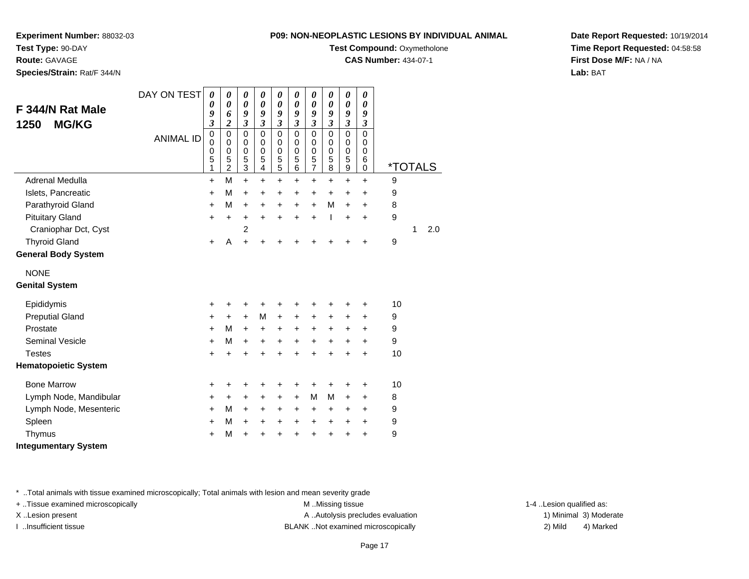**Experiment Number:** 88032-03
**Test Type:** 90-DAY
**Route:** GAVAGE
**Species/Strain:** Rat/F 344/N

**P09: NON-NEOPLASTIC LESIONS BY INDIVIDUAL ANIMAL**
**Test Compound:** Oxymetholone
**CAS Number:** 434-07-1

**Date Report Requested:** 10/19/2014
**Time Report Requested:** 04:58:58
**First Dose M/F:** NA / NA
**Lab:** BAT

## F 344/N Rat Male 1250 MG/KG

| DAY ON TEST | 0093 | 0062 | 0093 | 0093 | 0093 | 0093 | 0093 | 0093 | 0093 | 0093 | | | |
|---|---|---|---|---|---|---|---|---|---|---|---|---|---|
| ANIMAL ID | 00051 | 00052 | 00053 | 00054 | 00055 | 00056 | 00057 | 00058 | 00059 | 00060 | *TOTALS | | |
| Adrenal Medulla | + | M | + | + | + | + | + | + | + | + | 9 | | |
| Islets, Pancreatic | + | M | + | + | + | + | + | + | + | + | 9 | | |
| Parathyroid Gland | + | M | + | + | + | + | + | M | + | + | 8 | | |
| Pituitary Gland | + | + | + | + | + | + | + | I | + | + | 9 | | |
| Craniophar Dct, Cyst | | | 2 | | | | | | | | | 1 | 2.0 |
| Thyroid Gland | + | A | + | + | + | + | + | + | + | + | 9 | | |
| **General Body System** | | | | | | | | | | | | | |
| NONE | | | | | | | | | | | | | |
| **Genital System** | | | | | | | | | | | | | |
| Epididymis | + | + | + | + | + | + | + | + | + | + | 10 | | |
| Preputial Gland | + | + | + | M | + | + | + | + | + | + | 9 | | |
| Prostate | + | M | + | + | + | + | + | + | + | + | 9 | | |
| Seminal Vesicle | + | M | + | + | + | + | + | + | + | + | 9 | | |
| Testes | + | + | + | + | + | + | + | + | + | + | 10 | | |
| **Hematopoietic System** | | | | | | | | | | | | | |
| Bone Marrow | + | + | + | + | + | + | + | + | + | + | 10 | | |
| Lymph Node, Mandibular | + | + | + | + | + | + | M | M | + | + | 8 | | |
| Lymph Node, Mesenteric | + | M | + | + | + | + | + | + | + | + | 9 | | |
| Spleen | + | M | + | + | + | + | + | + | + | + | 9 | | |
| Thymus | + | M | + | + | + | + | + | + | + | + | 9 | | |
| **Integumentary System** | | | | | | | | | | | | | |

\* ..Total animals with tissue examined microscopically; Total animals with lesion and mean severity grade
+ ..Tissue examined microscopically
X ..Lesion present
I ..Insufficient tissue
M ..Missing tissue
A ..Autolysis precludes evaluation
BLANK ..Not examined microscopically
1-4 ..Lesion qualified as: 1) Minimal 2) Mild 3) Moderate 4) Marked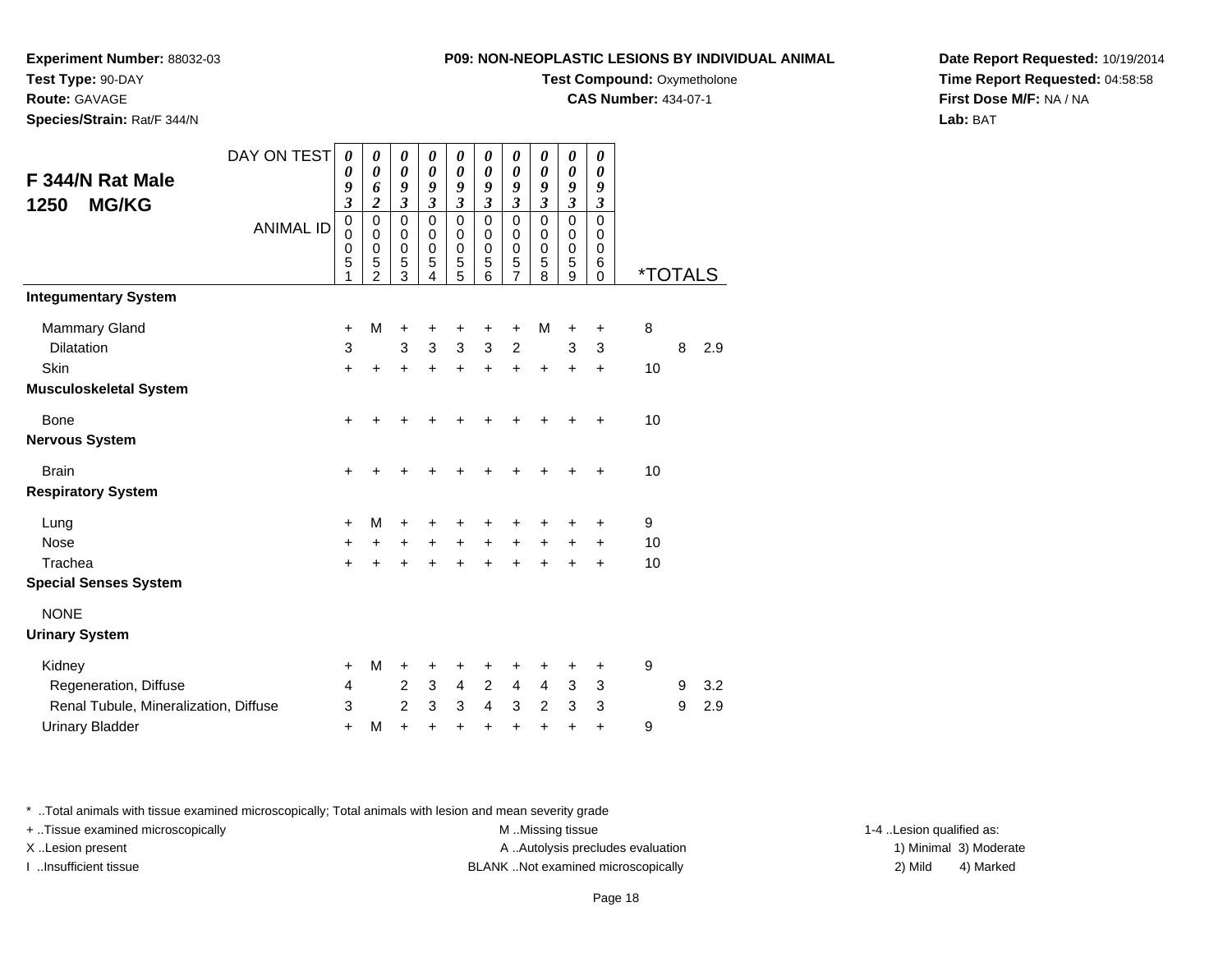**Experiment Number:** 88032-03
**Test Type:** 90-DAY
**Route:** GAVAGE
**Species/Strain:** Rat/F 344/N

**P09: NON-NEOPLASTIC LESIONS BY INDIVIDUAL ANIMAL**
**Test Compound:** Oxymetholone
**CAS Number:** 434-07-1

**Date Report Requested:** 10/19/2014
**Time Report Requested:** 04:58:58
**First Dose M/F:** NA / NA
**Lab:** BAT

## F 344/N Rat Male 1250 MG/KG

| DAY ON TEST | 0093 | 0062 | 0093 | 0093 | 0093 | 0093 | 0093 | 0093 | 0093 | 0093 | *TOTALS | | |
|---|---|---|---|---|---|---|---|---|---|---|---|---|---|
| **ANIMAL ID** | 00051 | 00052 | 00053 | 00054 | 00055 | 00056 | 00057 | 00058 | 00059 | 00060 | | | |
| **Integumentary System** | | | | | | | | | | | | | |
| Mammary Gland | + | M | + | + | + | + | + | M | + | + | 8 | | |
| Dilatation | 3 | | 3 | 3 | 3 | 3 | 2 | | 3 | 3 | | 8 | 2.9 |
| Skin | + | + | + | + | + | + | + | + | + | + | 10 | | |
| **Musculoskeletal System** | | | | | | | | | | | | | |
| Bone | + | + | + | + | + | + | + | + | + | + | 10 | | |
| **Nervous System** | | | | | | | | | | | | | |
| Brain | + | + | + | + | + | + | + | + | + | + | 10 | | |
| **Respiratory System** | | | | | | | | | | | | | |
| Lung | + | M | + | + | + | + | + | + | + | + | 9 | | |
| Nose | + | + | + | + | + | + | + | + | + | + | 10 | | |
| Trachea | + | + | + | + | + | + | + | + | + | + | 10 | | |
| **Special Senses System** | | | | | | | | | | | | | |
| NONE | | | | | | | | | | | | | |
| **Urinary System** | | | | | | | | | | | | | |
| Kidney | + | M | + | + | + | + | + | + | + | + | 9 | | |
| Regeneration, Diffuse | 4 | | 2 | 3 | 4 | 2 | 4 | 4 | 3 | 3 | | 9 | 3.2 |
| Renal Tubule, Mineralization, Diffuse | 3 | | 2 | 3 | 3 | 4 | 3 | 2 | 3 | 3 | | 9 | 2.9 |
| Urinary Bladder | + | M | + | + | + | + | + | + | + | + | 9 | | |

* ..Total animals with tissue examined microscopically; Total animals with lesion and mean severity grade
+ ..Tissue examined microscopically
X ..Lesion present
I ..Insufficient tissue
M ..Missing tissue
A ..Autolysis precludes evaluation
BLANK ..Not examined microscopically
1-4 ..Lesion qualified as: 1) Minimal 2) Mild 3) Moderate 4) Marked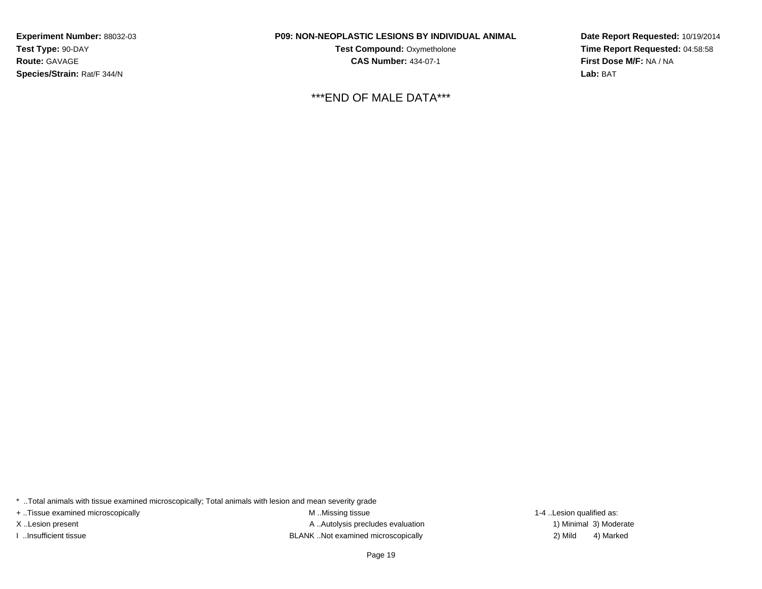**Experiment Number:** 88032-03
**Test Type:** 90-DAY
**Route:** GAVAGE
**Species/Strain:** Rat/F 344/N

**P09: NON-NEOPLASTIC LESIONS BY INDIVIDUAL ANIMAL**
**Test Compound:** Oxymetholone
**CAS Number:** 434-07-1

**Date Report Requested:** 10/19/2014
**Time Report Requested:** 04:58:58
**First Dose M/F:** NA / NA
**Lab:** BAT

***END OF MALE DATA***

* ..Total animals with tissue examined microscopically; Total animals with lesion and mean severity grade
+ ..Tissue examined microscopically
X ..Lesion present
I ..Insufficient tissue
M ..Missing tissue
A ..Autolysis precludes evaluation
BLANK ..Not examined microscopically
1-4 ..Lesion qualified as:
1) Minimal 3) Moderate
2) Mild 4) Marked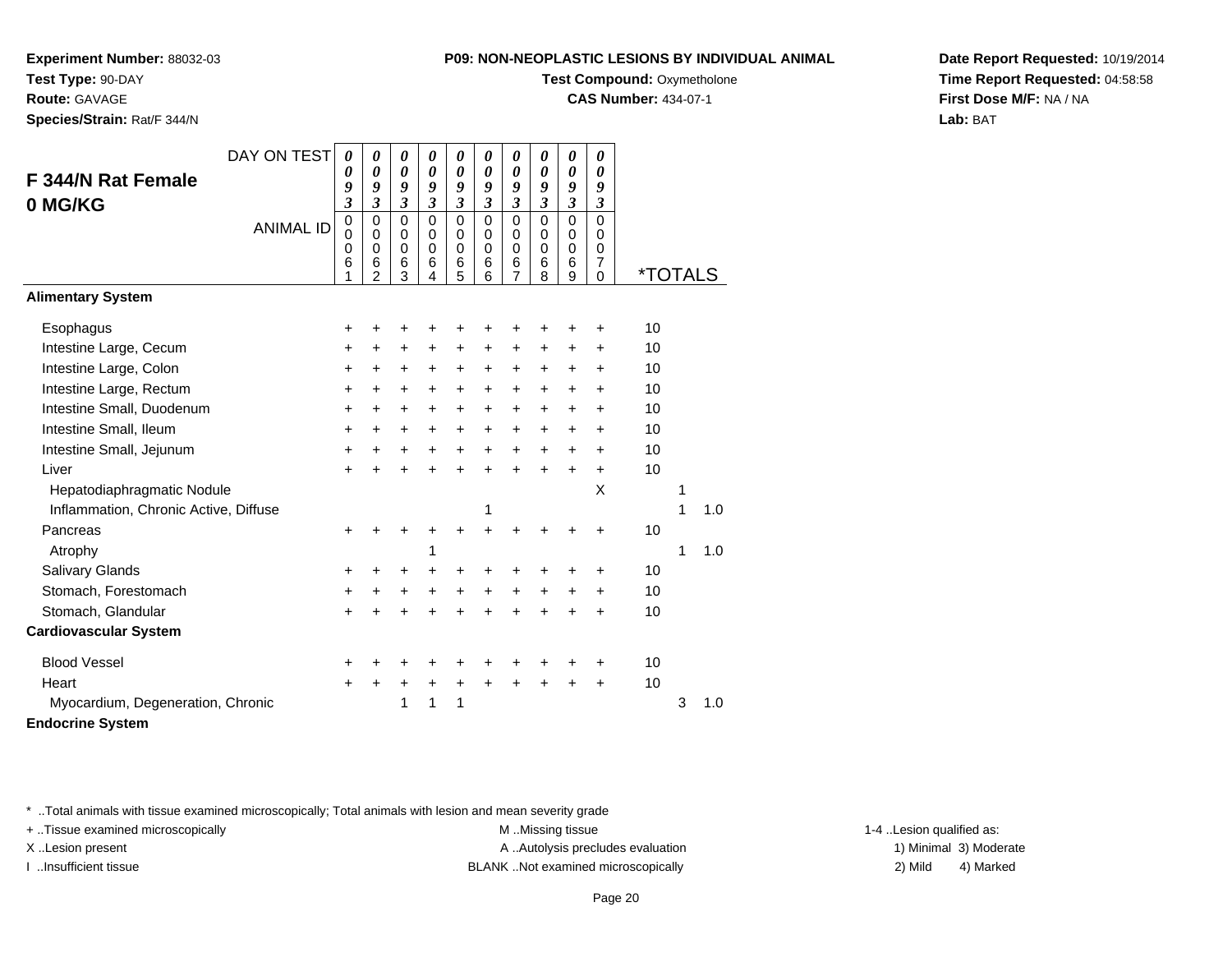**Experiment Number:** 88032-03
**Test Type:** 90-DAY
**Route:** GAVAGE
**Species/Strain:** Rat/F 344/N

**P09: NON-NEOPLASTIC LESIONS BY INDIVIDUAL ANIMAL**
**Test Compound:** Oxymetholone
**CAS Number:** 434-07-1

**Date Report Requested:** 10/19/2014
**Time Report Requested:** 04:58:58
**First Dose M/F:** NA / NA
**Lab:** BAT

## F 344/N Rat Female 0 MG/KG

| DAY ON TEST | 0093 | 0093 | 0093 | 0093 | 0093 | 0093 | 0093 | 0093 | 0093 | 0093 | | | |
|---|---|---|---|---|---|---|---|---|---|---|---|---|---|
| ANIMAL ID | 00061 | 00062 | 00063 | 00064 | 00065 | 00066 | 00067 | 00068 | 00069 | 00070 | *TOTALS | | |
| **Alimentary System** | | | | | | | | | | | | | |
| Esophagus | + | + | + | + | + | + | + | + | + | + | 10 | | |
| Intestine Large, Cecum | + | + | + | + | + | + | + | + | + | + | 10 | | |
| Intestine Large, Colon | + | + | + | + | + | + | + | + | + | + | 10 | | |
| Intestine Large, Rectum | + | + | + | + | + | + | + | + | + | + | 10 | | |
| Intestine Small, Duodenum | + | + | + | + | + | + | + | + | + | + | 10 | | |
| Intestine Small, Ileum | + | + | + | + | + | + | + | + | + | + | 10 | | |
| Intestine Small, Jejunum | + | + | + | + | + | + | + | + | + | + | 10 | | |
| Liver | + | + | + | + | + | + | + | + | + | + | 10 | | |
| Hepatodiaphragmatic Nodule | | | | | | | | | | X | | 1 | |
| Inflammation, Chronic Active, Diffuse | | | | | | 1 | | | | | | 1 | 1.0 |
| Pancreas | + | + | + | + | + | + | + | + | + | + | 10 | | |
| Atrophy | | | | 1 | | | | | | | | 1 | 1.0 |
| Salivary Glands | + | + | + | + | + | + | + | + | + | + | 10 | | |
| Stomach, Forestomach | + | + | + | + | + | + | + | + | + | + | 10 | | |
| Stomach, Glandular | + | + | + | + | + | + | + | + | + | + | 10 | | |
| **Cardiovascular System** | | | | | | | | | | | | | |
| Blood Vessel | + | + | + | + | + | + | + | + | + | + | 10 | | |
| Heart | + | + | + | + | + | + | + | + | + | + | 10 | | |
| Myocardium, Degeneration, Chronic | | | 1 | 1 | 1 | | | | | | | 3 | 1.0 |
| **Endocrine System** | | | | | | | | | | | | | |

* ..Total animals with tissue examined microscopically; Total animals with lesion and mean severity grade
+ ..Tissue examined microscopically
X ..Lesion present
I ..Insufficient tissue
M ..Missing tissue
A ..Autolysis precludes evaluation
BLANK ..Not examined microscopically
1-4 ..Lesion qualified as: 1) Minimal 2) Mild 3) Moderate 4) Marked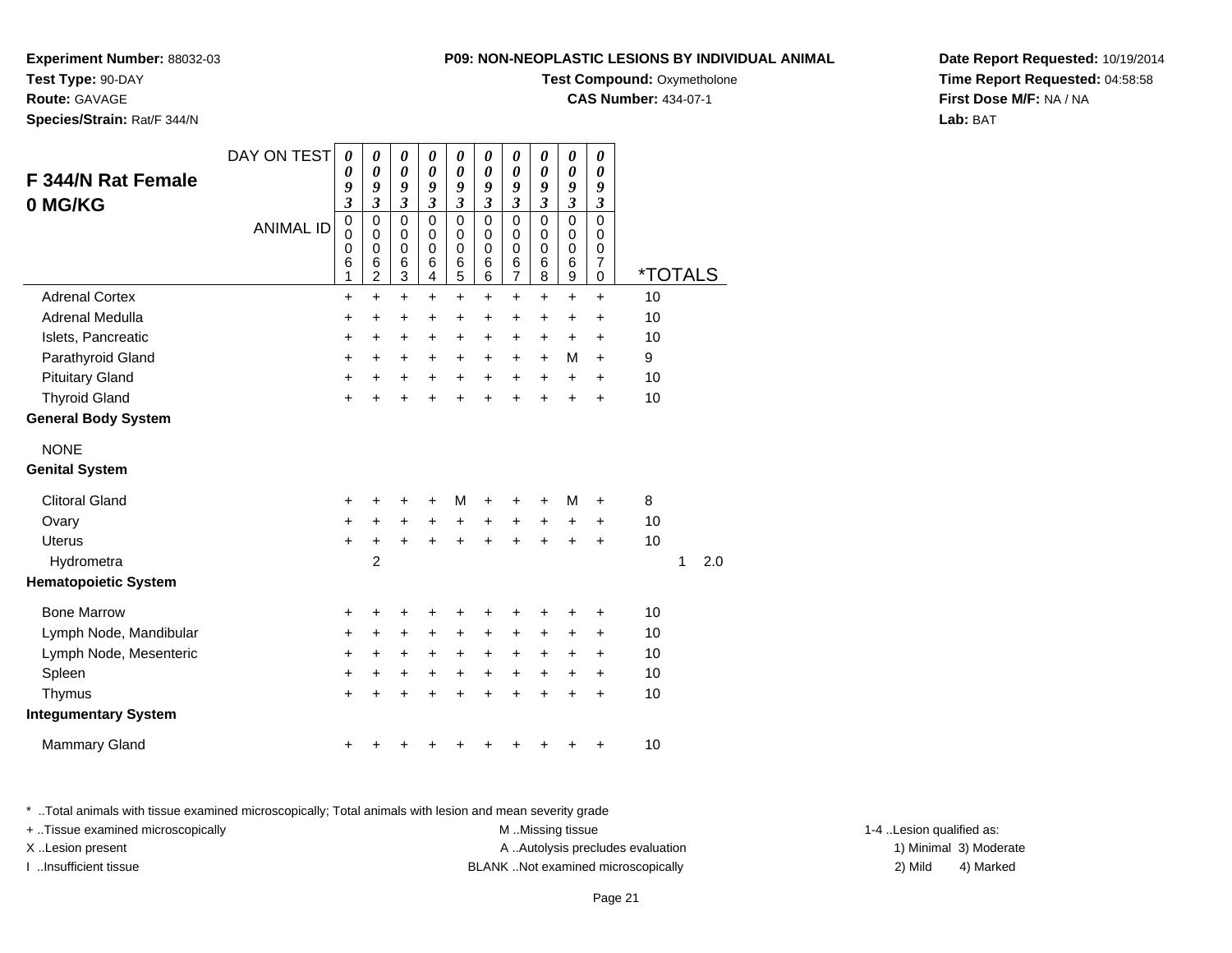**Experiment Number:** 88032-03
**Test Type:** 90-DAY
**Route:** GAVAGE
**Species/Strain:** Rat/F 344/N

**P09: NON-NEOPLASTIC LESIONS BY INDIVIDUAL ANIMAL**
**Test Compound:** Oxymetholone
**CAS Number:** 434-07-1

**Date Report Requested:** 10/19/2014
**Time Report Requested:** 04:58:58
**First Dose M/F:** NA / NA
**Lab:** BAT

## F 344/N Rat Female
## 0 MG/KG

| DAY ON TEST | 0093 | 0093 | 0093 | 0093 | 0093 | 0093 | 0093 | 0093 | 0093 | 0093 | |
|---|---|---|---|---|---|---|---|---|---|---|---|
| ANIMAL ID | 00061 | 00062 | 00063 | 00064 | 00065 | 00066 | 00067 | 00068 | 00069 | 00070 | *TOTALS |
| Adrenal Cortex | + | + | + | + | + | + | + | + | + | + | 10 |
| Adrenal Medulla | + | + | + | + | + | + | + | + | + | + | 10 |
| Islets, Pancreatic | + | + | + | + | + | + | + | + | + | + | 10 |
| Parathyroid Gland | + | + | + | + | + | + | + | + | M | + | 9 |
| Pituitary Gland | + | + | + | + | + | + | + | + | + | + | 10 |
| Thyroid Gland | + | + | + | + | + | + | + | + | + | + | 10 |
| **General Body System** | | | | | | | | | | | |
| NONE | | | | | | | | | | | |
| **Genital System** | | | | | | | | | | | |
| Clitoral Gland | + | + | + | + | M | + | + | + | M | + | 8 |
| Ovary | + | + | + | + | + | + | + | + | + | + | 10 |
| Uterus | + | + | + | + | + | + | + | + | + | + | 10 |
| Hydrometra | | 2 | | | | | | | | | 1 2.0 |
| **Hematopoietic System** | | | | | | | | | | | |
| Bone Marrow | + | + | + | + | + | + | + | + | + | + | 10 |
| Lymph Node, Mandibular | + | + | + | + | + | + | + | + | + | + | 10 |
| Lymph Node, Mesenteric | + | + | + | + | + | + | + | + | + | + | 10 |
| Spleen | + | + | + | + | + | + | + | + | + | + | 10 |
| Thymus | + | + | + | + | + | + | + | + | + | + | 10 |
| **Integumentary System** | | | | | | | | | | | |
| Mammary Gland | + | + | + | + | + | + | + | + | + | + | 10 |

* ..Total animals with tissue examined microscopically; Total animals with lesion and mean severity grade
+ ..Tissue examined microscopically
X ..Lesion present
I ..Insufficient tissue

M ..Missing tissue
A ..Autolysis precludes evaluation
BLANK ..Not examined microscopically

1-4 ..Lesion qualified as:
1) Minimal 3) Moderate
2) Mild 4) Marked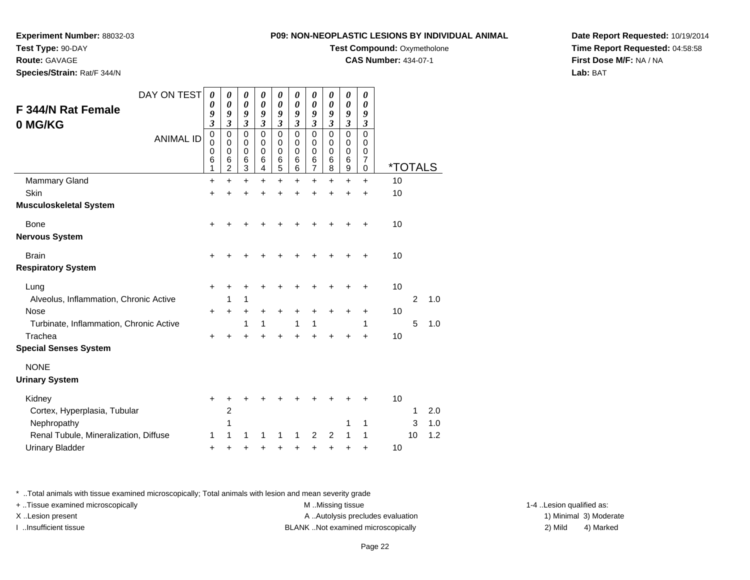**Experiment Number:** 88032-03
**Test Type:** 90-DAY
**Route:** GAVAGE
**Species/Strain:** Rat/F 344/N

**P09: NON-NEOPLASTIC LESIONS BY INDIVIDUAL ANIMAL**
**Test Compound:** Oxymetholone
**CAS Number:** 434-07-1

**Date Report Requested:** 10/19/2014
**Time Report Requested:** 04:58:58
**First Dose M/F:** NA / NA
**Lab:** BAT

## F 344/N Rat Female 0 MG/KG

| DAY ON TEST | 0093 | 0093 | 0093 | 0093 | 0093 | 0093 | 0093 | 0093 | 0093 | 0093 | | | |
|---|---|---|---|---|---|---|---|---|---|---|---|---|---|
| ANIMAL ID | 00061 | 00062 | 00063 | 00064 | 00065 | 00066 | 00067 | 00068 | 00069 | 00070 | *TOTALS | | |
| Mammary Gland | + | + | + | + | + | + | + | + | + | + | 10 | | |
| Skin | + | + | + | + | + | + | + | + | + | + | 10 | | |
| **Musculoskeletal System** | | | | | | | | | | | | | |
| Bone | + | + | + | + | + | + | + | + | + | + | 10 | | |
| **Nervous System** | | | | | | | | | | | | | |
| Brain | + | + | + | + | + | + | + | + | + | + | 10 | | |
| **Respiratory System** | | | | | | | | | | | | | |
| Lung | + | + | + | + | + | + | + | + | + | + | 10 | | |
| Alveolus, Inflammation, Chronic Active | | 1 | 1 | | | | | | | | | 2 | 1.0 |
| Nose | + | + | + | + | + | + | + | + | + | + | 10 | | |
| Turbinate, Inflammation, Chronic Active | | | 1 | 1 | | 1 | 1 | | | 1 | | 5 | 1.0 |
| Trachea | + | + | + | + | + | + | + | + | + | + | 10 | | |
| **Special Senses System** | | | | | | | | | | | | | |
| NONE | | | | | | | | | | | | | |
| **Urinary System** | | | | | | | | | | | | | |
| Kidney | + | + | + | + | + | + | + | + | + | + | 10 | | |
| Cortex, Hyperplasia, Tubular | | 2 | | | | | | | | | | 1 | 2.0 |
| Nephropathy | | 1 | | | | | | | 1 | 1 | | 3 | 1.0 |
| Renal Tubule, Mineralization, Diffuse | 1 | 1 | 1 | 1 | 1 | 1 | 2 | 2 | 1 | 1 | | 10 | 1.2 |
| Urinary Bladder | + | + | + | + | + | + | + | + | + | + | 10 | | |

* ..Total animals with tissue examined microscopically; Total animals with lesion and mean severity grade

+ ..Tissue examined microscopically
X ..Lesion present
I ..Insufficient tissue

M ..Missing tissue
A ..Autolysis precludes evaluation
BLANK ..Not examined microscopically

1-4 ..Lesion qualified as:
1) Minimal 3) Moderate
2) Mild 4) Marked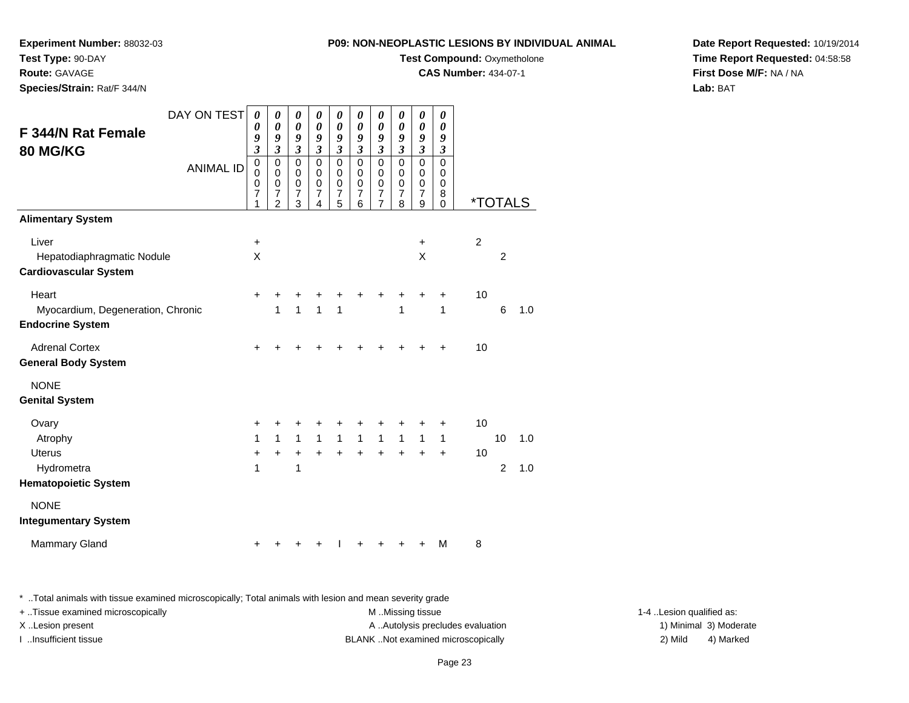**Experiment Number:** 88032-03
**Test Type:** 90-DAY
**Route:** GAVAGE
**Species/Strain:** Rat/F 344/N

**P09: NON-NEOPLASTIC LESIONS BY INDIVIDUAL ANIMAL**
**Test Compound:** Oxymetholone
**CAS Number:** 434-07-1

**Date Report Requested:** 10/19/2014
**Time Report Requested:** 04:58:58
**First Dose M/F:** NA / NA
**Lab:** BAT

## F 344/N Rat Female
## 80 MG/KG

| DAY ON TEST | 0093 | 0093 | 0093 | 0093 | 0093 | 0093 | 0093 | 0093 | 0093 | 0093 | *TOTALS | | |
|---|---|---|---|---|---|---|---|---|---|---|---|---|---|
| ANIMAL ID | 00071 | 00072 | 00073 | 00074 | 00075 | 00076 | 00077 | 00078 | 00079 | 00080 | | | |
| **Alimentary System** | | | | | | | | | | | | | |
| Liver | + | | | | | | | | + | | 2 | | |
| Hepatodiaphragmatic Nodule | X | | | | | | | | X | | | 2 | |
| **Cardiovascular System** | | | | | | | | | | | | | |
| Heart | + | + | + | + | + | + | + | + | + | + | 10 | | |
| Myocardium, Degeneration, Chronic | | 1 | 1 | 1 | 1 | | | 1 | | 1 | | 6 | 1.0 |
| **Endocrine System** | | | | | | | | | | | | | |
| Adrenal Cortex | + | + | + | + | + | + | + | + | + | + | 10 | | |
| **General Body System** | | | | | | | | | | | | | |
| NONE | | | | | | | | | | | | | |
| **Genital System** | | | | | | | | | | | | | |
| Ovary | + | + | + | + | + | + | + | + | + | + | 10 | | |
| Atrophy | 1 | 1 | 1 | 1 | 1 | 1 | 1 | 1 | 1 | 1 | | 10 | 1.0 |
| Uterus | + | + | + | + | + | + | + | + | + | + | 10 | | |
| Hydrometra | 1 | | 1 | | | | | | | | | 2 | 1.0 |
| **Hematopoietic System** | | | | | | | | | | | | | |
| NONE | | | | | | | | | | | | | |
| **Integumentary System** | | | | | | | | | | | | | |
| Mammary Gland | + | + | + | + | I | + | + | + | + | M | 8 | | |

* ..Total animals with tissue examined microscopically; Total animals with lesion and mean severity grade
+ ..Tissue examined microscopically
X ..Lesion present
I ..Insufficient tissue

M ..Missing tissue
A ..Autolysis precludes evaluation
BLANK ..Not examined microscopically

1-4 ..Lesion qualified as:
1) Minimal 3) Moderate
2) Mild 4) Marked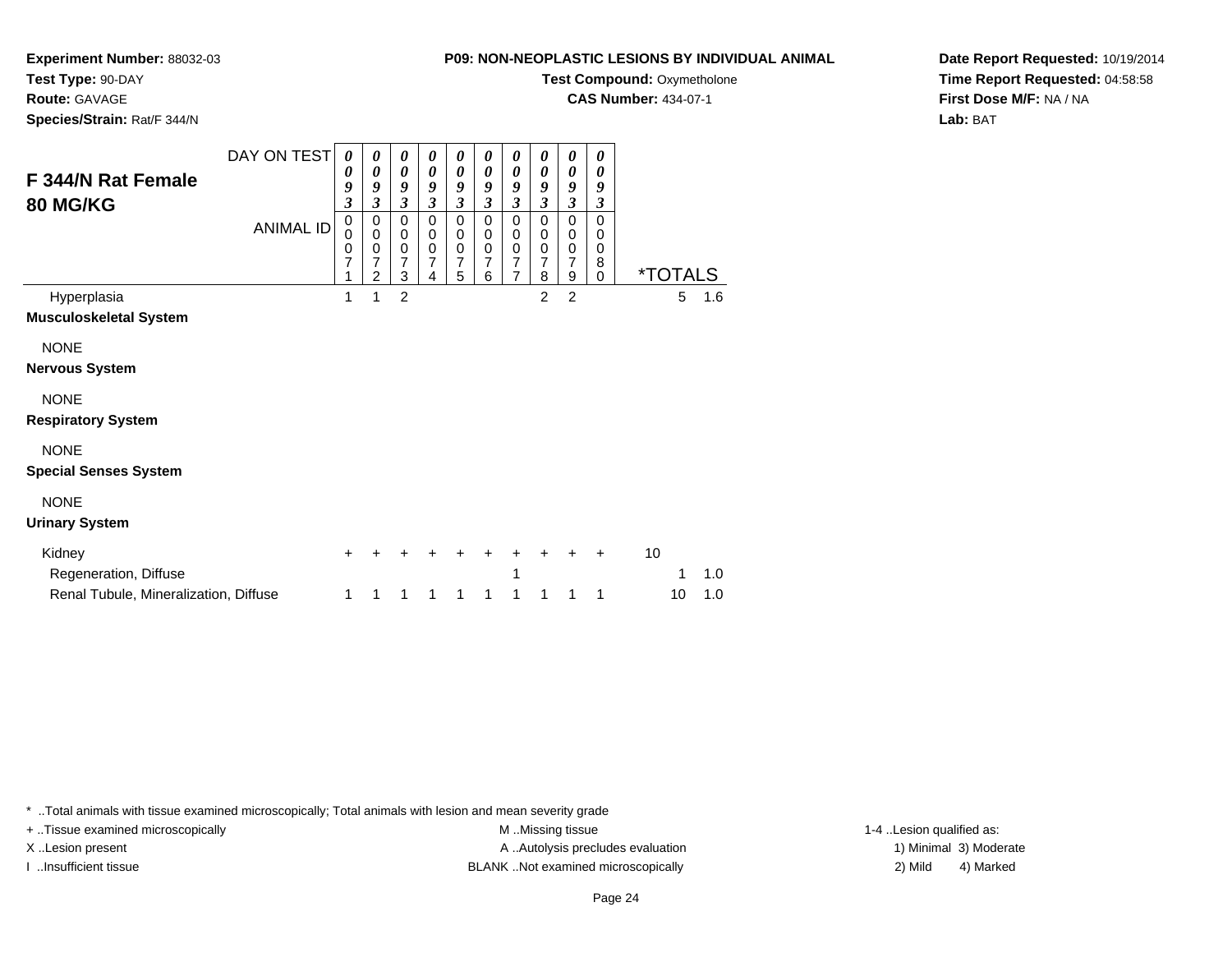**Experiment Number:** 88032-03
**Test Type:** 90-DAY
**Route:** GAVAGE
**Species/Strain:** Rat/F 344/N

**P09: NON-NEOPLASTIC LESIONS BY INDIVIDUAL ANIMAL**
**Test Compound:** Oxymetholone
**CAS Number:** 434-07-1

**Date Report Requested:** 10/19/2014
**Time Report Requested:** 04:58:58
**First Dose M/F:** NA / NA
**Lab:** BAT

## F 344/N Rat Female 80 MG/KG

| DAY ON TEST | 0093 | 0093 | 0093 | 0093 | 0093 | 0093 | 0093 | 0093 | 0093 | 0093 | | |
|---|---|---|---|---|---|---|---|---|---|---|---|---|
| ANIMAL ID | 00071 | 00072 | 00073 | 00074 | 00075 | 00076 | 00077 | 00078 | 00079 | 00080 | *TOTALS | |
| Hyperplasia | 1 | 1 | 2 | | | | | 2 | 2 | | 5 | 1.6 |
| **Musculoskeletal System** | | | | | | | | | | | | |
| NONE | | | | | | | | | | | | |
| **Nervous System** | | | | | | | | | | | | |
| NONE | | | | | | | | | | | | |
| **Respiratory System** | | | | | | | | | | | | |
| NONE | | | | | | | | | | | | |
| **Special Senses System** | | | | | | | | | | | | |
| NONE | | | | | | | | | | | | |
| **Urinary System** | | | | | | | | | | | | |
| Kidney | + | + | + | + | + | + | + | + | + | + | 10 | |
| Regeneration, Diffuse | | | | | | | 1 | | | | 1 | 1.0 |
| Renal Tubule, Mineralization, Diffuse | 1 | 1 | 1 | 1 | 1 | 1 | 1 | 1 | 1 | 1 | 10 | 1.0 |

* ..Total animals with tissue examined microscopically; Total animals with lesion and mean severity grade
+ ..Tissue examined microscopically
X ..Lesion present
I ..Insufficient tissue
M ..Missing tissue
A ..Autolysis precludes evaluation
BLANK ..Not examined microscopically
1-4 ..Lesion qualified as:
1) Minimal 3) Moderate
2) Mild 4) Marked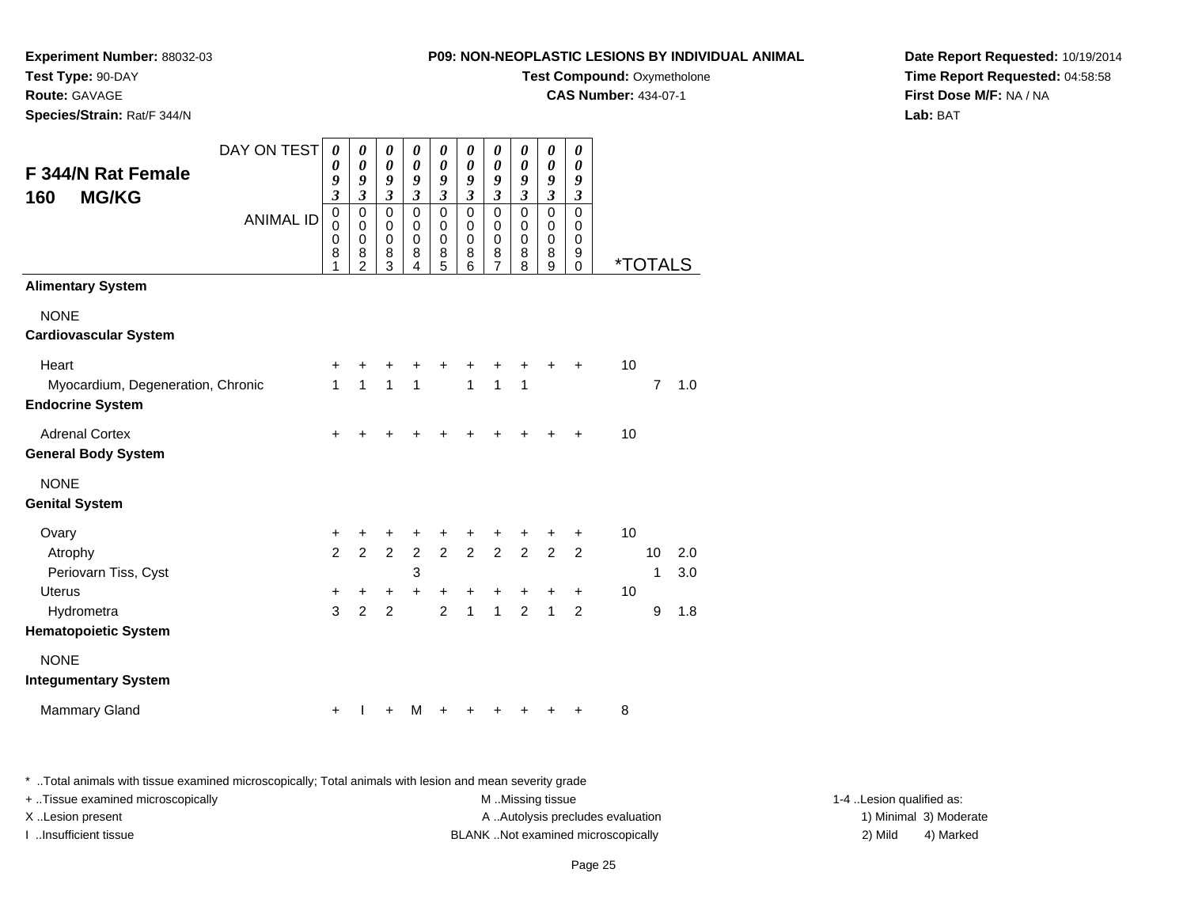**Experiment Number:** 88032-03
**Test Type:** 90-DAY
**Route:** GAVAGE
**Species/Strain:** Rat/F 344/N

**P09: NON-NEOPLASTIC LESIONS BY INDIVIDUAL ANIMAL**
**Test Compound:** Oxymetholone
**CAS Number:** 434-07-1

**Date Report Requested:** 10/19/2014
**Time Report Requested:** 04:58:58
**First Dose M/F:** NA / NA
**Lab:** BAT

## F 344/N Rat Female
## 160 MG/KG

| DAY ON TEST | 0093 | 0093 | 0093 | 0093 | 0093 | 0093 | 0093 | 0093 | 0093 | 0093 | | | |
|---|---|---|---|---|---|---|---|---|---|---|---|---|---|
| ANIMAL ID | 00081 | 00082 | 00083 | 00084 | 00085 | 00086 | 00087 | 00088 | 00089 | 00090 | *TOTALS | | |
| **Alimentary System** | | | | | | | | | | | | | |
| NONE | | | | | | | | | | | | | |
| **Cardiovascular System** | | | | | | | | | | | | | |
| Heart | + | + | + | + | + | + | + | + | + | + | 10 | | |
| Myocardium, Degeneration, Chronic | 1 | 1 | 1 | 1 | | 1 | 1 | 1 | | | | 7 | 1.0 |
| **Endocrine System** | | | | | | | | | | | | | |
| Adrenal Cortex | + | + | + | + | + | + | + | + | + | + | 10 | | |
| **General Body System** | | | | | | | | | | | | | |
| NONE | | | | | | | | | | | | | |
| **Genital System** | | | | | | | | | | | | | |
| Ovary | + | + | + | + | + | + | + | + | + | + | 10 | | |
| Atrophy | 2 | 2 | 2 | 2 | 2 | 2 | 2 | 2 | 2 | 2 | | 10 | 2.0 |
| Periovarn Tiss, Cyst | | | | 3 | | | | | | | | 1 | 3.0 |
| Uterus | + | + | + | + | + | + | + | + | + | + | 10 | | |
| Hydrometra | 3 | 2 | 2 | | 2 | 1 | 1 | 2 | 1 | 2 | | 9 | 1.8 |
| **Hematopoietic System** | | | | | | | | | | | | | |
| NONE | | | | | | | | | | | | | |
| **Integumentary System** | | | | | | | | | | | | | |
| Mammary Gland | + | I | + | M | + | + | + | + | + | + | 8 | | |

\* ..Total animals with tissue examined microscopically; Total animals with lesion and mean severity grade
+ ..Tissue examined microscopically
X ..Lesion present
I ..Insufficient tissue
M ..Missing tissue
A ..Autolysis precludes evaluation
BLANK ..Not examined microscopically
1-4 ..Lesion qualified as:
1) Minimal 3) Moderate
2) Mild 4) Marked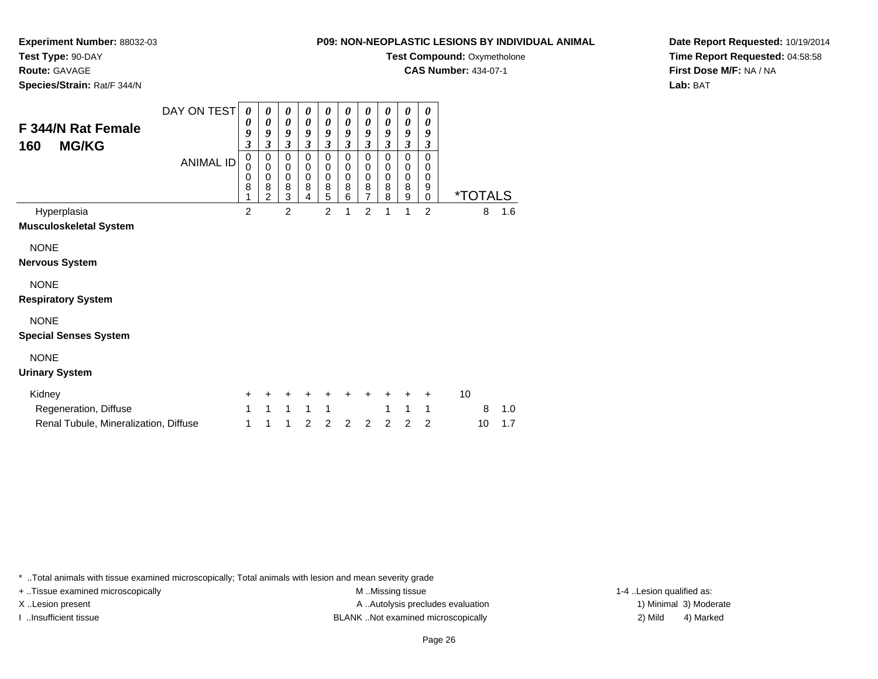**Experiment Number:** 88032-03
**Test Type:** 90-DAY
**Route:** GAVAGE
**Species/Strain:** Rat/F 344/N

**P09: NON-NEOPLASTIC LESIONS BY INDIVIDUAL ANIMAL**
**Test Compound:** Oxymetholone
**CAS Number:** 434-07-1

**Date Report Requested:** 10/19/2014
**Time Report Requested:** 04:58:58
**First Dose M/F:** NA / NA
**Lab:** BAT

## F 344/N Rat Female 160 MG/KG

| DAY ON TEST | 0093 | 0093 | 0093 | 0093 | 0093 | 0093 | 0093 | 0093 | 0093 | 0093 | | |
|---|---|---|---|---|---|---|---|---|---|---|---|---|
| ANIMAL ID | 00081 | 00082 | 00083 | 00084 | 00085 | 00086 | 00087 | 00088 | 00089 | 00090 | *TOTALS | |
| Hyperplasia | 2 | | 2 | | 2 | 1 | 2 | 1 | 1 | 2 | 8 | 1.6 |
| **Musculoskeletal System** | | | | | | | | | | | | |
| NONE | | | | | | | | | | | | |
| **Nervous System** | | | | | | | | | | | | |
| NONE | | | | | | | | | | | | |
| **Respiratory System** | | | | | | | | | | | | |
| NONE | | | | | | | | | | | | |
| **Special Senses System** | | | | | | | | | | | | |
| NONE | | | | | | | | | | | | |
| **Urinary System** | | | | | | | | | | | | |
| Kidney | + | + | + | + | + | + | + | + | + | + | 10 | |
| Regeneration, Diffuse | 1 | 1 | 1 | 1 | 1 | | | 1 | 1 | 1 | 8 | 1.0 |
| Renal Tubule, Mineralization, Diffuse | 1 | 1 | 1 | 2 | 2 | 2 | 2 | 2 | 2 | 2 | 10 | 1.7 |

* ..Total animals with tissue examined microscopically; Total animals with lesion and mean severity grade
+ ..Tissue examined microscopically
X ..Lesion present
I ..Insufficient tissue

M ..Missing tissue
A ..Autolysis precludes evaluation
BLANK ..Not examined microscopically

1-4 ..Lesion qualified as:
1) Minimal 3) Moderate
2) Mild 4) Marked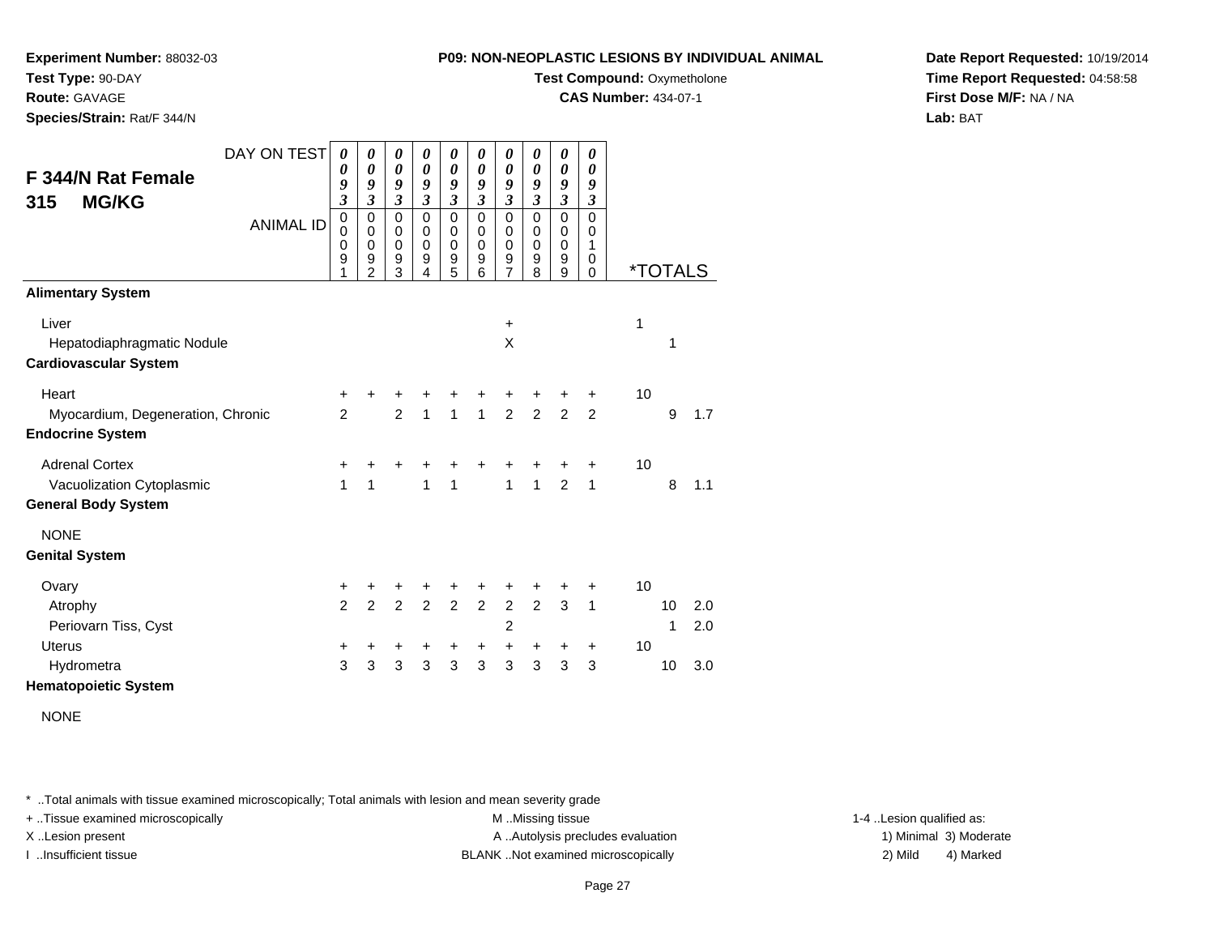**Experiment Number:** 88032-03
**Test Type:** 90-DAY
**Route:** GAVAGE
**Species/Strain:** Rat/F 344/N

**P09: NON-NEOPLASTIC LESIONS BY INDIVIDUAL ANIMAL**
**Test Compound:** Oxymetholone
**CAS Number:** 434-07-1

**Date Report Requested:** 10/19/2014
**Time Report Requested:** 04:58:58
**First Dose M/F:** NA / NA
**Lab:** BAT

## F 344/N Rat Female 315 MG/KG

| DAY ON TEST | 0093 | 0093 | 0093 | 0093 | 0093 | 0093 | 0093 | 0093 | 0093 | 0093 | *TOTALS | | |
|---|---|---|---|---|---|---|---|---|---|---|---|---|---|
| ANIMAL ID | 00091 | 00092 | 00093 | 00094 | 00095 | 00096 | 00097 | 00098 | 00099 | 00100 | | | |
| **Alimentary System** | | | | | | | | | | | | | |
| Liver | | | | | | | + | | | | 1 | | |
| Hepatodiaphragmatic Nodule | | | | | | | X | | | | | 1 | |
| **Cardiovascular System** | | | | | | | | | | | | | |
| Heart | + | + | + | + | + | + | + | + | + | + | 10 | | |
| Myocardium, Degeneration, Chronic | 2 | | 2 | 1 | 1 | 1 | 2 | 2 | 2 | 2 | | 9 | 1.7 |
| **Endocrine System** | | | | | | | | | | | | | |
| Adrenal Cortex | + | + | + | + | + | + | + | + | + | + | 10 | | |
| Vacuolization Cytoplasmic | 1 | 1 | | 1 | 1 | | 1 | 1 | 2 | 1 | | 8 | 1.1 |
| **General Body System** | | | | | | | | | | | | | |
| NONE | | | | | | | | | | | | | |
| **Genital System** | | | | | | | | | | | | | |
| Ovary | + | + | + | + | + | + | + | + | + | + | 10 | | |
| Atrophy | 2 | 2 | 2 | 2 | 2 | 2 | 2 | 2 | 3 | 1 | | 10 | 2.0 |
| Periovarn Tiss, Cyst | | | | | | | 2 | | | | | 1 | 2.0 |
| Uterus | + | + | + | + | + | + | + | + | + | + | 10 | | |
| Hydrometra | 3 | 3 | 3 | 3 | 3 | 3 | 3 | 3 | 3 | 3 | | 10 | 3.0 |
| **Hematopoietic System** | | | | | | | | | | | | | |
| NONE | | | | | | | | | | | | | |

* ..Total animals with tissue examined microscopically; Total animals with lesion and mean severity grade
+ ..Tissue examined microscopically
X ..Lesion present
I ..Insufficient tissue
M ..Missing tissue
A ..Autolysis precludes evaluation
BLANK ..Not examined microscopically
1-4 ..Lesion qualified as: 1) Minimal 2) Mild 3) Moderate 4) Marked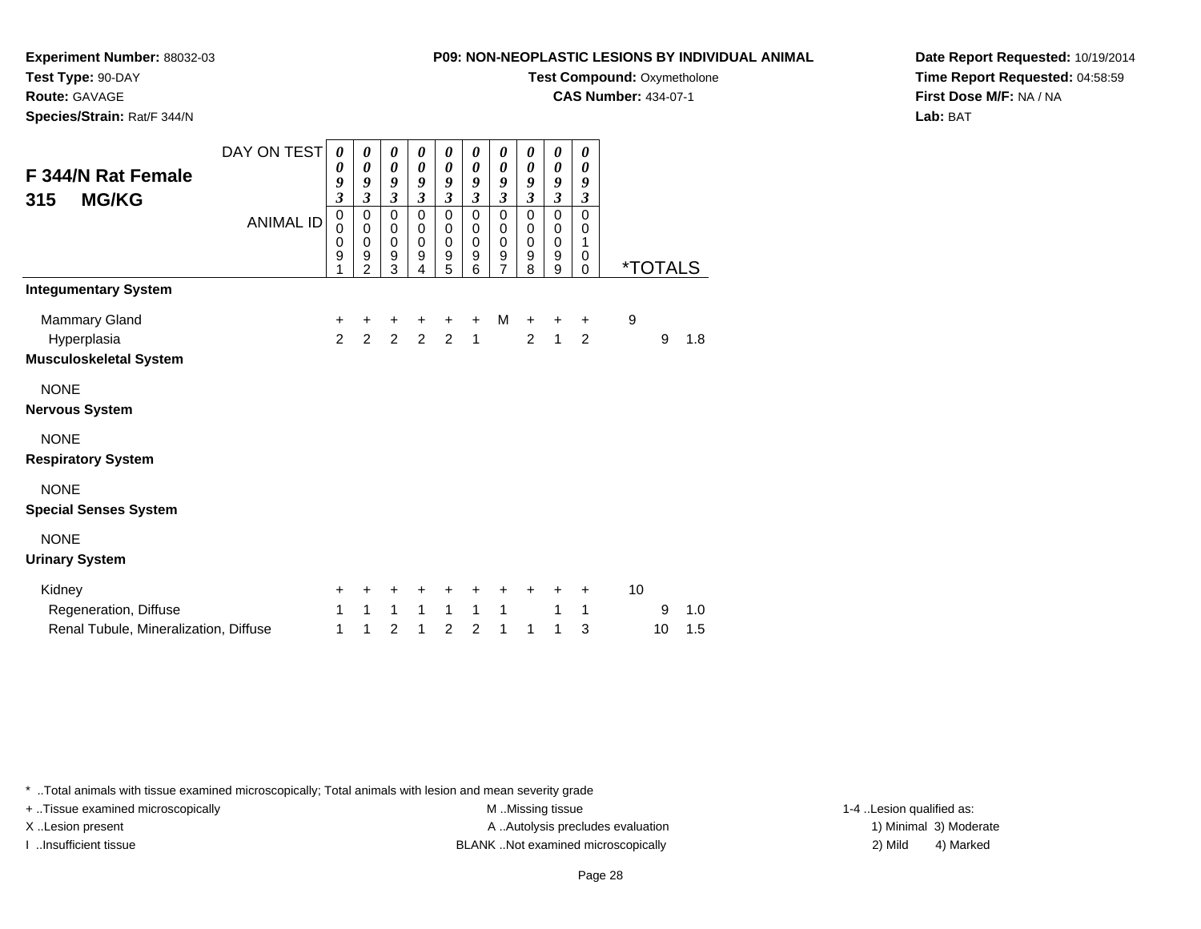**Experiment Number:** 88032-03
**Test Type:** 90-DAY
**Route:** GAVAGE
**Species/Strain:** Rat/F 344/N

**P09: NON-NEOPLASTIC LESIONS BY INDIVIDUAL ANIMAL**
**Test Compound:** Oxymetholone
**CAS Number:** 434-07-1

**Date Report Requested:** 10/19/2014
**Time Report Requested:** 04:58:59
**First Dose M/F:** NA / NA
**Lab:** BAT

## F 344/N Rat Female 315 MG/KG

| DAY ON TEST | 0093 | 0093 | 0093 | 0093 | 0093 | 0093 | 0093 | 0093 | 0093 | 0093 | | | |
|---|---|---|---|---|---|---|---|---|---|---|---|---|---|
| ANIMAL ID | 00091 | 00092 | 00093 | 00094 | 00095 | 00096 | 00097 | 00098 | 00099 | 00100 | *TOTALS | | |
| **Integumentary System** | | | | | | | | | | | | | |
| Mammary Gland | + | + | + | + | + | + | M | + | + | + | 9 | | |
| Hyperplasia | 2 | 2 | 2 | 2 | 2 | 1 | | 2 | 1 | 2 | | 9 | 1.8 |
| **Musculoskeletal System** | | | | | | | | | | | | | |
| NONE | | | | | | | | | | | | | |
| **Nervous System** | | | | | | | | | | | | | |
| NONE | | | | | | | | | | | | | |
| **Respiratory System** | | | | | | | | | | | | | |
| NONE | | | | | | | | | | | | | |
| **Special Senses System** | | | | | | | | | | | | | |
| NONE | | | | | | | | | | | | | |
| **Urinary System** | | | | | | | | | | | | | |
| Kidney | + | + | + | + | + | + | + | + | + | + | 10 | | |
| Regeneration, Diffuse | 1 | 1 | 1 | 1 | 1 | 1 | 1 | | 1 | 1 | | 9 | 1.0 |
| Renal Tubule, Mineralization, Diffuse | 1 | 1 | 2 | 1 | 2 | 2 | 1 | 1 | 1 | 3 | | 10 | 1.5 |

\* ..Total animals with tissue examined microscopically; Total animals with lesion and mean severity grade
+ ..Tissue examined microscopically
X ..Lesion present
I ..Insufficient tissue
M ..Missing tissue
A ..Autolysis precludes evaluation
BLANK ..Not examined microscopically
1-4 ..Lesion qualified as:
1) Minimal 3) Moderate
2) Mild 4) Marked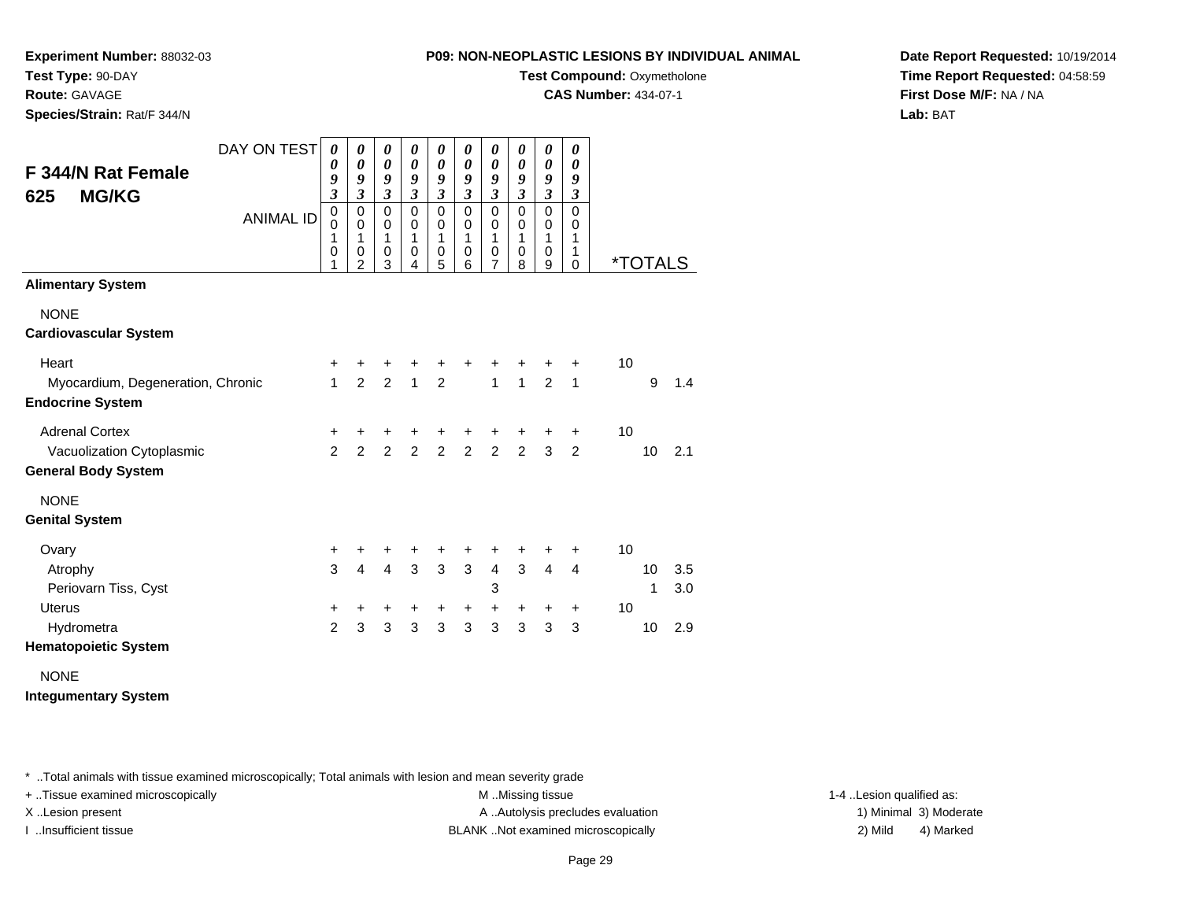**Experiment Number:** 88032-03
**Test Type:** 90-DAY
**Route:** GAVAGE
**Species/Strain:** Rat/F 344/N

**P09: NON-NEOPLASTIC LESIONS BY INDIVIDUAL ANIMAL**
**Test Compound:** Oxymetholone
**CAS Number:** 434-07-1

**Date Report Requested:** 10/19/2014
**Time Report Requested:** 04:58:59
**First Dose M/F:** NA / NA
**Lab:** BAT

## F 344/N Rat Female 625 MG/KG

| DAY ON TEST | 0093 | 0093 | 0093 | 0093 | 0093 | 0093 | 0093 | 0093 | 0093 | 0093 | | | |
|---|---|---|---|---|---|---|---|---|---|---|---|---|---|
| ANIMAL ID | 00101 | 00102 | 00103 | 00104 | 00105 | 00106 | 00107 | 00108 | 00109 | 00110 | *TOTALS | | |
| **Alimentary System** | | | | | | | | | | | | | |
| NONE | | | | | | | | | | | | | |
| **Cardiovascular System** | | | | | | | | | | | | | |
| Heart | + | + | + | + | + | + | + | + | + | + | 10 | | |
| Myocardium, Degeneration, Chronic | 1 | 2 | 2 | 1 | 2 | | 1 | 1 | 2 | 1 | | 9 | 1.4 |
| **Endocrine System** | | | | | | | | | | | | | |
| Adrenal Cortex | + | + | + | + | + | + | + | + | + | + | 10 | | |
| Vacuolization Cytoplasmic | 2 | 2 | 2 | 2 | 2 | 2 | 2 | 2 | 3 | 2 | | 10 | 2.1 |
| **General Body System** | | | | | | | | | | | | | |
| NONE | | | | | | | | | | | | | |
| **Genital System** | | | | | | | | | | | | | |
| Ovary | + | + | + | + | + | + | + | + | + | + | 10 | | |
| Atrophy | 3 | 4 | 4 | 3 | 3 | 3 | 4 | 3 | 4 | 4 | | 10 | 3.5 |
| Periovarn Tiss, Cyst | | | | | | | 3 | | | | | 1 | 3.0 |
| Uterus | + | + | + | + | + | + | + | + | + | + | 10 | | |
| Hydrometra | 2 | 3 | 3 | 3 | 3 | 3 | 3 | 3 | 3 | 3 | | 10 | 2.9 |
| **Hematopoietic System** | | | | | | | | | | | | | |
| NONE | | | | | | | | | | | | | |
| **Integumentary System** | | | | | | | | | | | | | |

* ..Total animals with tissue examined microscopically; Total animals with lesion and mean severity grade
+ ..Tissue examined microscopically
X ..Lesion present
I ..Insufficient tissue

M ..Missing tissue
A ..Autolysis precludes evaluation
BLANK ..Not examined microscopically

1-4 ..Lesion qualified as:
1) Minimal 3) Moderate
2) Mild 4) Marked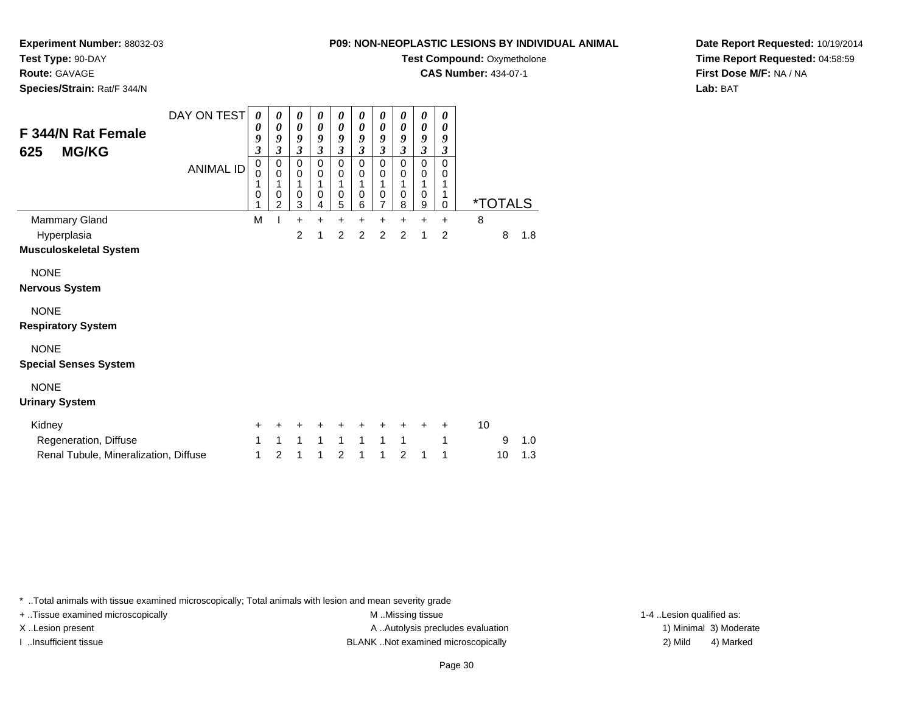**Experiment Number:** 88032-03
**Test Type:** 90-DAY
**Route:** GAVAGE
**Species/Strain:** Rat/F 344/N

**P09: NON-NEOPLASTIC LESIONS BY INDIVIDUAL ANIMAL**
**Test Compound:** Oxymetholone
**CAS Number:** 434-07-1

**Date Report Requested:** 10/19/2014
**Time Report Requested:** 04:58:59
**First Dose M/F:** NA / NA
**Lab:** BAT

## F 344/N Rat Female
## 625 MG/KG

| DAY ON TEST | 0093 | 0093 | 0093 | 0093 | 0093 | 0093 | 0093 | 0093 | 0093 | 0093 | | |
|---|---|---|---|---|---|---|---|---|---|---|---|---|
| ANIMAL ID | 00101 | 00102 | 00103 | 00104 | 00105 | 00106 | 00107 | 00108 | 00109 | 00110 | *TOTALS | |
| Mammary Gland | M | I | + | + | + | + | + | + | + | + | 8 | |
| Hyperplasia | | | 2 | 1 | 2 | 2 | 2 | 2 | 1 | 2 | 8 | 1.8 |
| **Musculoskeletal System** | | | | | | | | | | | | |
| NONE | | | | | | | | | | | | |
| **Nervous System** | | | | | | | | | | | | |
| NONE | | | | | | | | | | | | |
| **Respiratory System** | | | | | | | | | | | | |
| NONE | | | | | | | | | | | | |
| **Special Senses System** | | | | | | | | | | | | |
| NONE | | | | | | | | | | | | |
| **Urinary System** | | | | | | | | | | | | |
| Kidney | + | + | + | + | + | + | + | + | + | + | 10 | |
| Regeneration, Diffuse | 1 | 1 | 1 | 1 | 1 | 1 | 1 | 1 | | 1 | 9 | 1.0 |
| Renal Tubule, Mineralization, Diffuse | 1 | 2 | 1 | 1 | 2 | 1 | 1 | 2 | 1 | 1 | 10 | 1.3 |

* ..Total animals with tissue examined microscopically; Total animals with lesion and mean severity grade
+ ..Tissue examined microscopically
X ..Lesion present
I ..Insufficient tissue

M ..Missing tissue
A ..Autolysis precludes evaluation
BLANK ..Not examined microscopically

1-4 ..Lesion qualified as:
1) Minimal 3) Moderate
2) Mild 4) Marked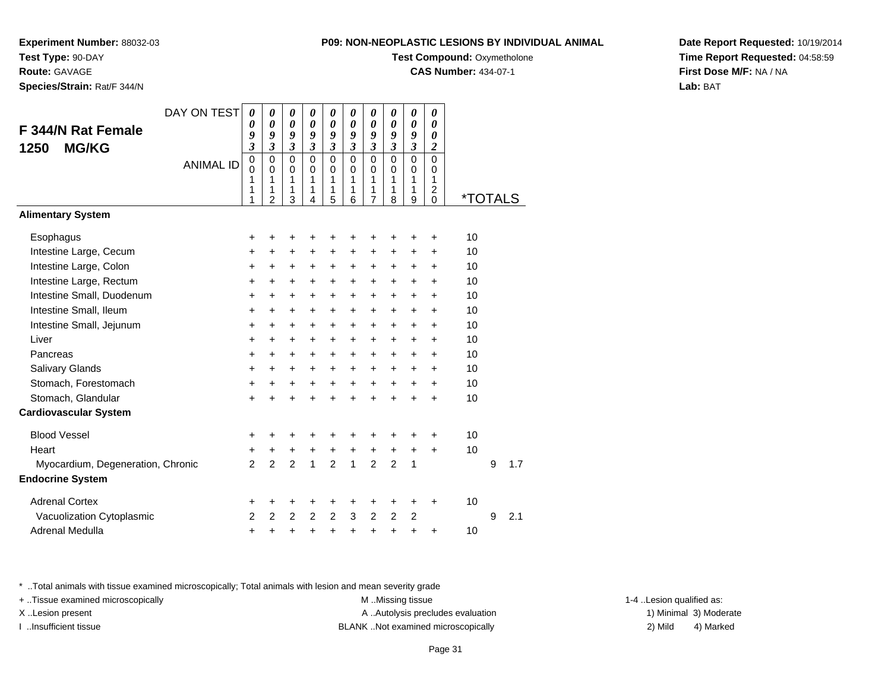**Experiment Number:** 88032-03
**Test Type:** 90-DAY
**Route:** GAVAGE
**Species/Strain:** Rat/F 344/N

**P09: NON-NEOPLASTIC LESIONS BY INDIVIDUAL ANIMAL**
**Test Compound:** Oxymetholone
**CAS Number:** 434-07-1

**Date Report Requested:** 10/19/2014
**Time Report Requested:** 04:58:59
**First Dose M/F:** NA / NA
**Lab:** BAT

## F 344/N Rat Female 1250 MG/KG

| DAY ON TEST | 0093 | 0093 | 0093 | 0093 | 0093 | 0093 | 0093 | 0093 | 0093 | 0002 | *TOTALS | | |
|---|---|---|---|---|---|---|---|---|---|---|---|---|---|
| ANIMAL ID | 00111 | 00112 | 00113 | 00114 | 00115 | 00116 | 00117 | 00118 | 00119 | 00120 | | | |
| **Alimentary System** | | | | | | | | | | | | | |
| Esophagus | + | + | + | + | + | + | + | + | + | + | 10 | | |
| Intestine Large, Cecum | + | + | + | + | + | + | + | + | + | + | 10 | | |
| Intestine Large, Colon | + | + | + | + | + | + | + | + | + | + | 10 | | |
| Intestine Large, Rectum | + | + | + | + | + | + | + | + | + | + | 10 | | |
| Intestine Small, Duodenum | + | + | + | + | + | + | + | + | + | + | 10 | | |
| Intestine Small, Ileum | + | + | + | + | + | + | + | + | + | + | 10 | | |
| Intestine Small, Jejunum | + | + | + | + | + | + | + | + | + | + | 10 | | |
| Liver | + | + | + | + | + | + | + | + | + | + | 10 | | |
| Pancreas | + | + | + | + | + | + | + | + | + | + | 10 | | |
| Salivary Glands | + | + | + | + | + | + | + | + | + | + | 10 | | |
| Stomach, Forestomach | + | + | + | + | + | + | + | + | + | + | 10 | | |
| Stomach, Glandular | + | + | + | + | + | + | + | + | + | + | 10 | | |
| **Cardiovascular System** | | | | | | | | | | | | | |
| Blood Vessel | + | + | + | + | + | + | + | + | + | + | 10 | | |
| Heart | + | + | + | + | + | + | + | + | + | + | 10 | | |
| Myocardium, Degeneration, Chronic | 2 | 2 | 2 | 1 | 2 | 1 | 2 | 2 | 1 | | | 9 | 1.7 |
| **Endocrine System** | | | | | | | | | | | | | |
| Adrenal Cortex | + | + | + | + | + | + | + | + | + | + | 10 | | |
| Vacuolization Cytoplasmic | 2 | 2 | 2 | 2 | 2 | 3 | 2 | 2 | 2 | | | 9 | 2.1 |
| Adrenal Medulla | + | + | + | + | + | + | + | + | + | + | 10 | | |

\* ..Total animals with tissue examined microscopically; Total animals with lesion and mean severity grade
+ ..Tissue examined microscopically
X ..Lesion present
I ..Insufficient tissue
M ..Missing tissue
A ..Autolysis precludes evaluation
BLANK ..Not examined microscopically
1-4 ..Lesion qualified as:
1) Minimal 3) Moderate
2) Mild 4) Marked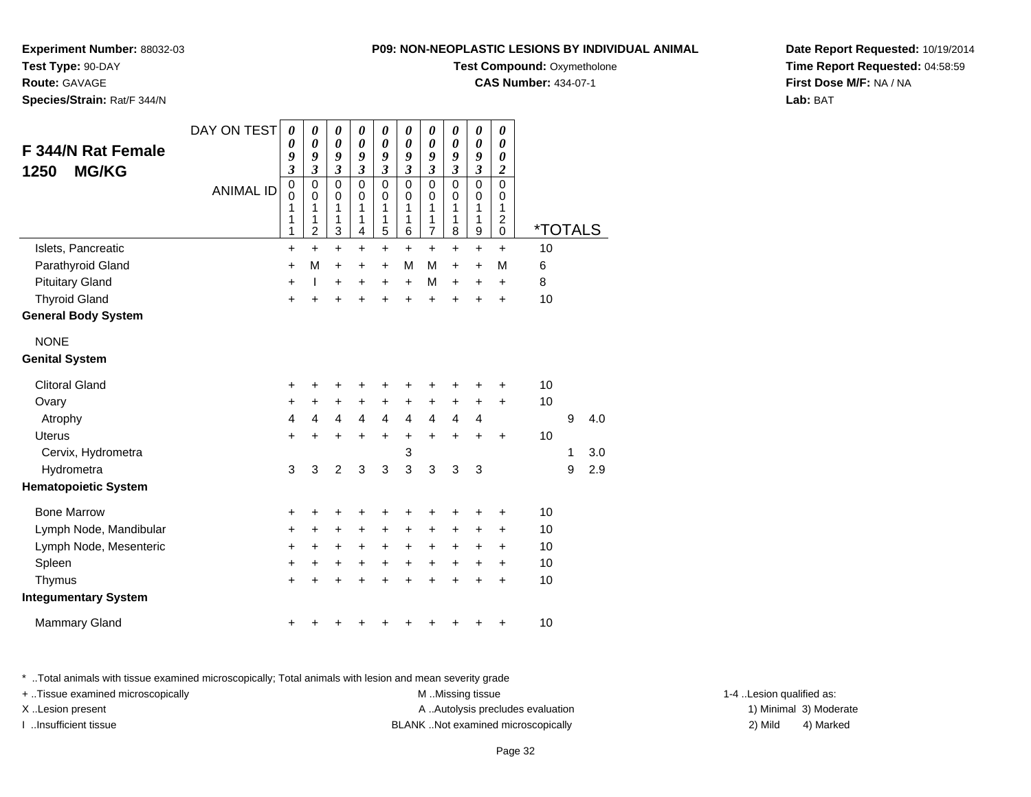**Experiment Number:** 88032-03
**Test Type:** 90-DAY
**Route:** GAVAGE
**Species/Strain:** Rat/F 344/N

**P09: NON-NEOPLASTIC LESIONS BY INDIVIDUAL ANIMAL**
**Test Compound:** Oxymetholone
**CAS Number:** 434-07-1

**Date Report Requested:** 10/19/2014
**Time Report Requested:** 04:58:59
**First Dose M/F:** NA / NA
**Lab:** BAT

## F 344/N Rat Female 1250 MG/KG

| DAY ON TEST | 0093 | 0093 | 0093 | 0093 | 0093 | 0093 | 0093 | 0093 | 0093 | 0002 | *TOTALS | | |
|---|---|---|---|---|---|---|---|---|---|---|---|---|---|
| ANIMAL ID | 00111 | 00112 | 00113 | 00114 | 00115 | 00116 | 00117 | 00118 | 00119 | 00120 | | | |
| Islets, Pancreatic | + | + | + | + | + | + | + | + | + | + | 10 | | |
| Parathyroid Gland | + | M | + | + | + | M | M | + | + | M | 6 | | |
| Pituitary Gland | + | I | + | + | + | + | M | + | + | + | 8 | | |
| Thyroid Gland | + | + | + | + | + | + | + | + | + | + | 10 | | |
| **General Body System** | | | | | | | | | | | | | |
| NONE | | | | | | | | | | | | | |
| **Genital System** | | | | | | | | | | | | | |
| Clitoral Gland | + | + | + | + | + | + | + | + | + | + | 10 | | |
| Ovary | + | + | + | + | + | + | + | + | + | + | 10 | | |
| Atrophy | 4 | 4 | 4 | 4 | 4 | 4 | 4 | 4 | 4 | | | 9 | 4.0 |
| Uterus | + | + | + | + | + | + | + | + | + | + | 10 | | |
| Cervix, Hydrometra | | | | | | 3 | | | | | | 1 | 3.0 |
| Hydrometra | 3 | 3 | 2 | 3 | 3 | 3 | 3 | 3 | 3 | | | 9 | 2.9 |
| **Hematopoietic System** | | | | | | | | | | | | | |
| Bone Marrow | + | + | + | + | + | + | + | + | + | + | 10 | | |
| Lymph Node, Mandibular | + | + | + | + | + | + | + | + | + | + | 10 | | |
| Lymph Node, Mesenteric | + | + | + | + | + | + | + | + | + | + | 10 | | |
| Spleen | + | + | + | + | + | + | + | + | + | + | 10 | | |
| Thymus | + | + | + | + | + | + | + | + | + | + | 10 | | |
| **Integumentary System** | | | | | | | | | | | | | |
| Mammary Gland | + | + | + | + | + | + | + | + | + | + | 10 | | |

* ..Total animals with tissue examined microscopically; Total animals with lesion and mean severity grade
+ ..Tissue examined microscopically
X ..Lesion present
I ..Insufficient tissue
M ..Missing tissue
A ..Autolysis precludes evaluation
BLANK ..Not examined microscopically
1-4 ..Lesion qualified as:
1) Minimal 2) Mild 3) Moderate 4) Marked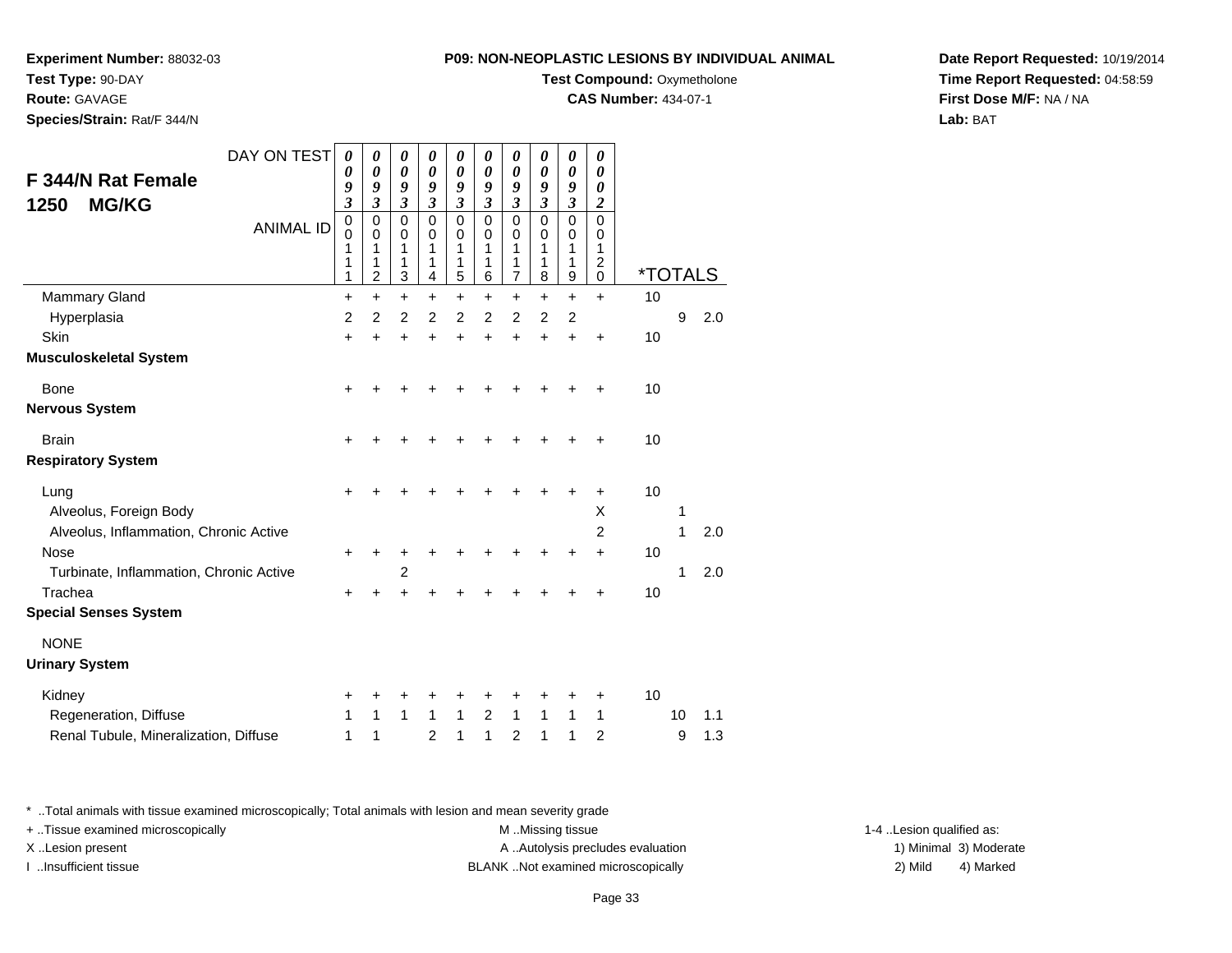**Experiment Number:** 88032-03
**Test Type:** 90-DAY
**Route:** GAVAGE
**Species/Strain:** Rat/F 344/N

**P09: NON-NEOPLASTIC LESIONS BY INDIVIDUAL ANIMAL**
**Test Compound:** Oxymetholone
**CAS Number:** 434-07-1

**Date Report Requested:** 10/19/2014
**Time Report Requested:** 04:58:59
**First Dose M/F:** NA / NA
**Lab:** BAT

## F 344/N Rat Female 1250 MG/KG

| DAY ON TEST | 0093 | 0093 | 0093 | 0093 | 0093 | 0093 | 0093 | 0093 | 0093 | 0002 | *TOTALS | | |
|---|---|---|---|---|---|---|---|---|---|---|---|---|---|
| ANIMAL ID | 00111 | 00112 | 00113 | 00114 | 00115 | 00116 | 00117 | 00118 | 00119 | 00120 | | | |
| Mammary Gland | + | + | + | + | + | + | + | + | + | + | 10 | | |
| Hyperplasia | 2 | 2 | 2 | 2 | 2 | 2 | 2 | 2 | 2 | | | 9 | 2.0 |
| Skin | + | + | + | + | + | + | + | + | + | + | 10 | | |
| **Musculoskeletal System** | | | | | | | | | | | | | |
| Bone | + | + | + | + | + | + | + | + | + | + | 10 | | |
| **Nervous System** | | | | | | | | | | | | | |
| Brain | + | + | + | + | + | + | + | + | + | + | 10 | | |
| **Respiratory System** | | | | | | | | | | | | | |
| Lung | + | + | + | + | + | + | + | + | + | + | 10 | | |
| Alveolus, Foreign Body | | | | | | | | | | X | | 1 | |
| Alveolus, Inflammation, Chronic Active | | | | | | | | | | 2 | | 1 | 2.0 |
| Nose | + | + | + | + | + | + | + | + | + | + | 10 | | |
| Turbinate, Inflammation, Chronic Active | | | 2 | | | | | | | | | 1 | 2.0 |
| Trachea | + | + | + | + | + | + | + | + | + | + | 10 | | |
| **Special Senses System** | | | | | | | | | | | | | |
| NONE | | | | | | | | | | | | | |
| **Urinary System** | | | | | | | | | | | | | |
| Kidney | + | + | + | + | + | + | + | + | + | + | 10 | | |
| Regeneration, Diffuse | 1 | 1 | 1 | 1 | 1 | 2 | 1 | 1 | 1 | 1 | | 10 | 1.1 |
| Renal Tubule, Mineralization, Diffuse | 1 | 1 | | 2 | 1 | 1 | 2 | 1 | 1 | 2 | | 9 | 1.3 |

* ..Total animals with tissue examined microscopically; Total animals with lesion and mean severity grade
+ ..Tissue examined microscopically
X ..Lesion present
I ..Insufficient tissue

M ..Missing tissue
A ..Autolysis precludes evaluation
BLANK ..Not examined microscopically

1-4 ..Lesion qualified as:
1) Minimal 3) Moderate
2) Mild 4) Marked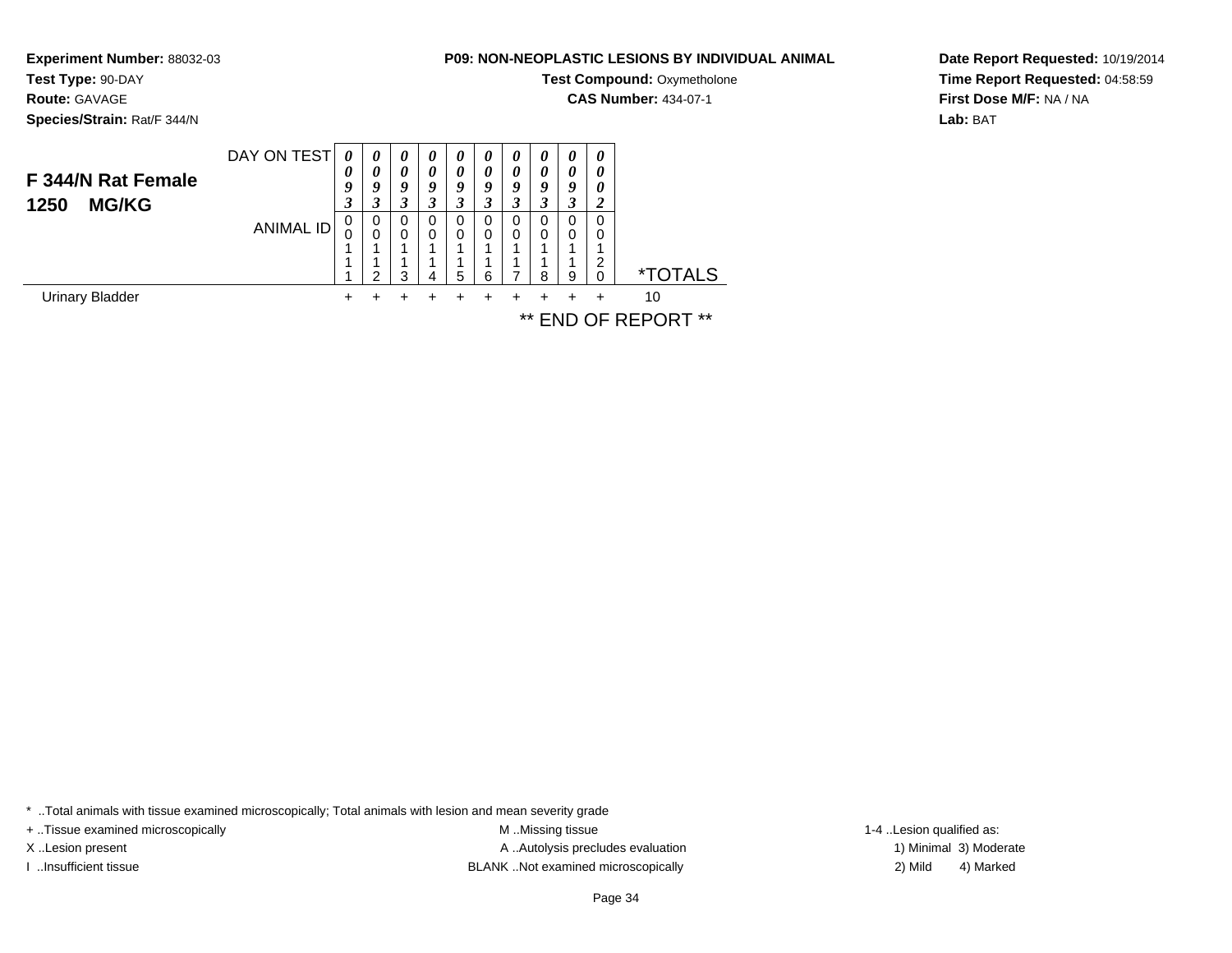**Experiment Number:** 88032-03
**Test Type:** 90-DAY
**Route:** GAVAGE
**Species/Strain:** Rat/F 344/N

**P09: NON-NEOPLASTIC LESIONS BY INDIVIDUAL ANIMAL**
**Test Compound:** Oxymetholone
**CAS Number:** 434-07-1

**Date Report Requested:** 10/19/2014
**Time Report Requested:** 04:58:59
**First Dose M/F:** NA / NA
**Lab:** BAT

## F 344/N Rat Female 1250 MG/KG

| | | | | | | | | | | | |
|---|---|---|---|---|---|---|---|---|---|---|---|
| DAY ON TEST | 0093 | 0093 | 0093 | 0093 | 0093 | 0093 | 0093 | 0093 | 0093 | 0002 | |
| ANIMAL ID | 00111 | 00112 | 00113 | 00114 | 00115 | 00116 | 00117 | 00118 | 00119 | 00120 | *TOTALS |
| Urinary Bladder | + | + | + | + | + | + | + | + | + | + | 10 |

** END OF REPORT **

* ..Total animals with tissue examined microscopically; Total animals with lesion and mean severity grade
+ ..Tissue examined microscopically
X ..Lesion present
I ..Insufficient tissue

M ..Missing tissue
A ..Autolysis precludes evaluation
BLANK ..Not examined microscopically

1-4 ..Lesion qualified as:
1) Minimal 3) Moderate
2) Mild 4) Marked